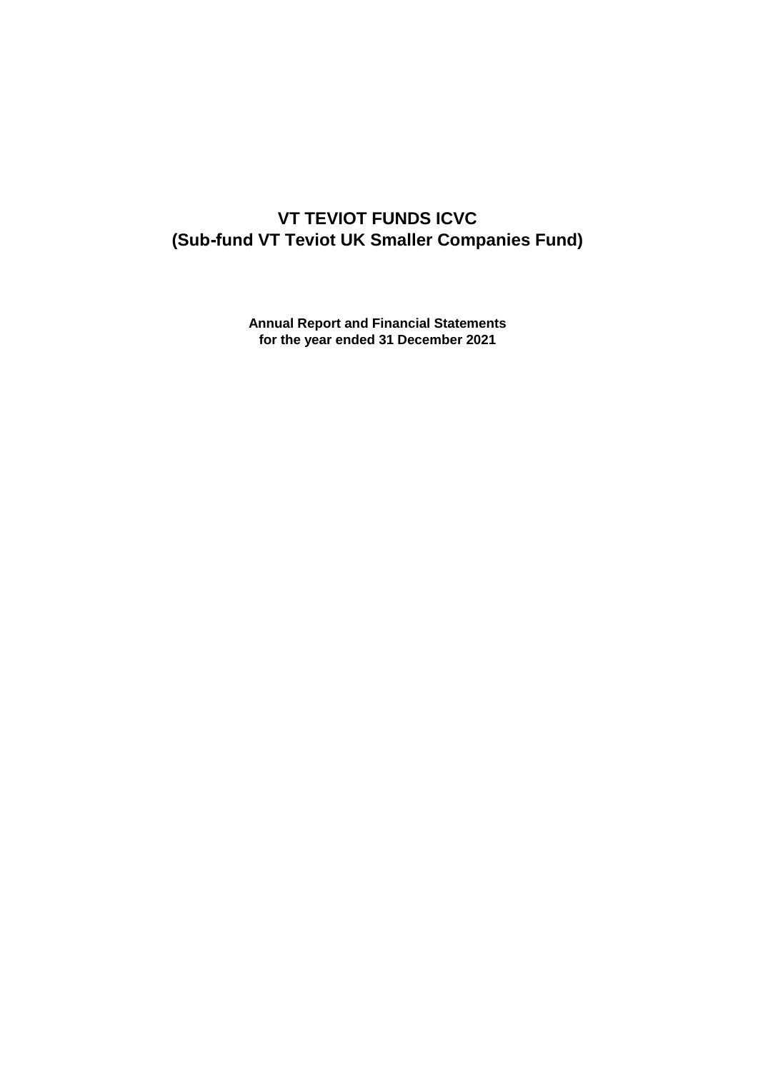# VT TEVIOT FUNDS ICVC
# (Sub-fund VT Teviot UK Smaller Companies Fund)

**Annual Report and Financial Statements**
**for the year ended 31 December 2021**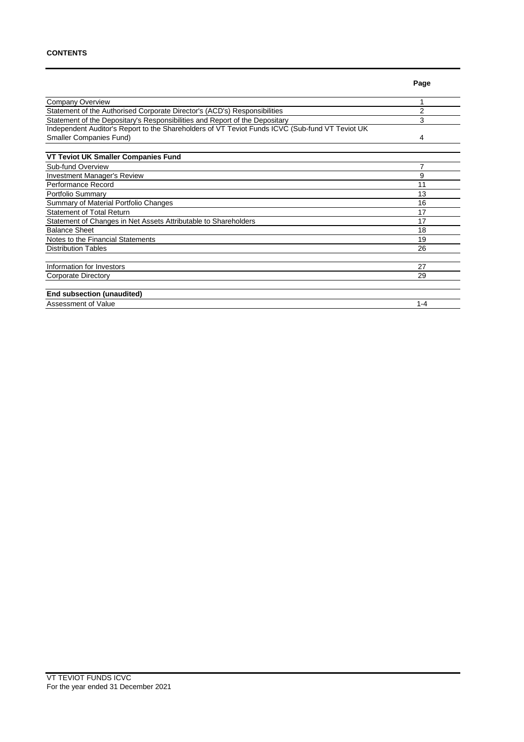**CONTENTS**

| | Page |
|---|---|
| Company Overview | 1 |
| Statement of the Authorised Corporate Director's (ACD's) Responsibilities | 2 |
| Statement of the Depositary's Responsibilities and Report of the Depositary | 3 |
| Independent Auditor's Report to the Shareholders of VT Teviot Funds ICVC (Sub-fund VT Teviot UK Smaller Companies Fund) | 4 |
| **VT Teviot UK Smaller Companies Fund** | |
| Sub-fund Overview | 7 |
| Investment Manager's Review | 9 |
| Performance Record | 11 |
| Portfolio Summary | 13 |
| Summary of Material Portfolio Changes | 16 |
| Statement of Total Return | 17 |
| Statement of Changes in Net Assets Attributable to Shareholders | 17 |
| Balance Sheet | 18 |
| Notes to the Financial Statements | 19 |
| Distribution Tables | 26 |
| Information for Investors | 27 |
| Corporate Directory | 29 |
| **End subsection (unaudited)** | |
| Assessment of Value | 1-4 |

VT TEVIOT FUNDS ICVC
For the year ended 31 December 2021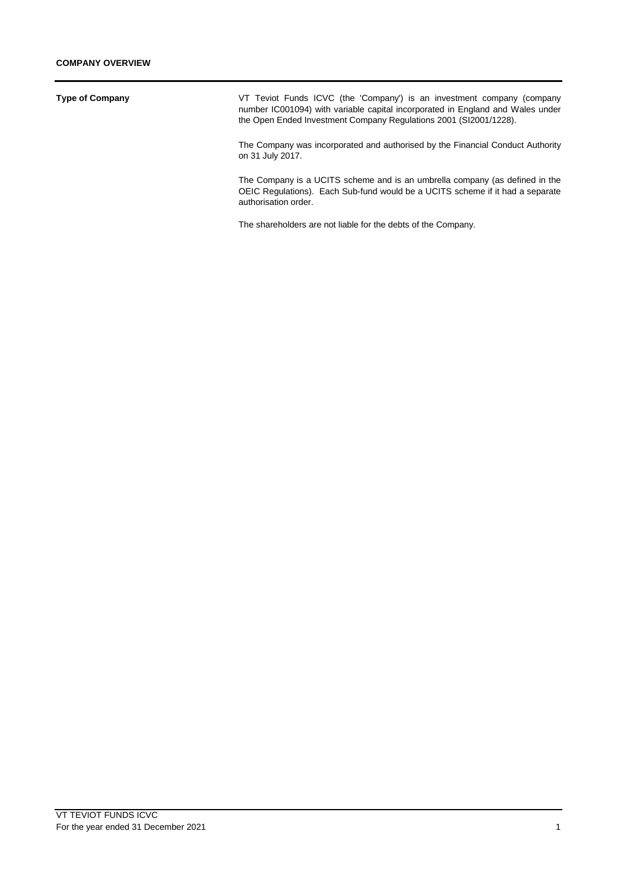## COMPANY OVERVIEW

**Type of Company**

VT Teviot Funds ICVC (the 'Company') is an investment company (company number IC001094) with variable capital incorporated in England and Wales under the Open Ended Investment Company Regulations 2001 (SI2001/1228).

The Company was incorporated and authorised by the Financial Conduct Authority on 31 July 2017.

The Company is a UCITS scheme and is an umbrella company (as defined in the OEIC Regulations). Each Sub-fund would be a UCITS scheme if it had a separate authorisation order.

The shareholders are not liable for the debts of the Company.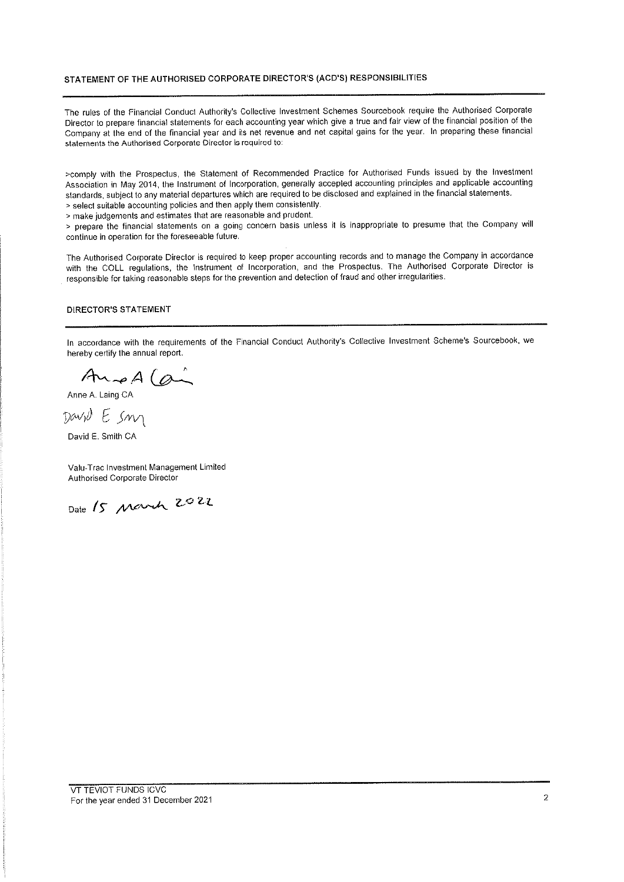## STATEMENT OF THE AUTHORISED CORPORATE DIRECTOR'S (ACD'S) RESPONSIBILITIES

The rules of the Financial Conduct Authority's Collective Investment Schemes Sourcebook require the Authorised Corporate Director to prepare financial statements for each accounting year which give a true and fair view of the financial position of the Company at the end of the financial year and its net revenue and net capital gains for the year. In preparing these financial statements the Authorised Corporate Director is required to:

>comply with the Prospectus, the Statement of Recommended Practice for Authorised Funds issued by the Investment Association in May 2014, the Instrument of Incorporation, generally accepted accounting principles and applicable accounting standards, subject to any material departures which are required to be disclosed and explained in the financial statements.
> select suitable accounting policies and then apply them consistently.
> make judgements and estimates that are reasonable and prudent.
> prepare the financial statements on a going concern basis unless it is inappropriate to presume that the Company will continue in operation for the foreseeable future.

The Authorised Corporate Director is required to keep proper accounting records and to manage the Company in accordance with the COLL regulations, the Instrument of Incorporation, and the Prospectus. The Authorised Corporate Director is responsible for taking reasonable steps for the prevention and detection of fraud and other irregularities.

## DIRECTOR'S STATEMENT

In accordance with the requirements of the Financial Conduct Authority's Collective Investment Scheme's Sourcebook, we hereby certify the annual report.

Anne A. Laing CA

David E. Smith CA

Valu-Trac Investment Management Limited
Authorised Corporate Director

Date 15 March 2022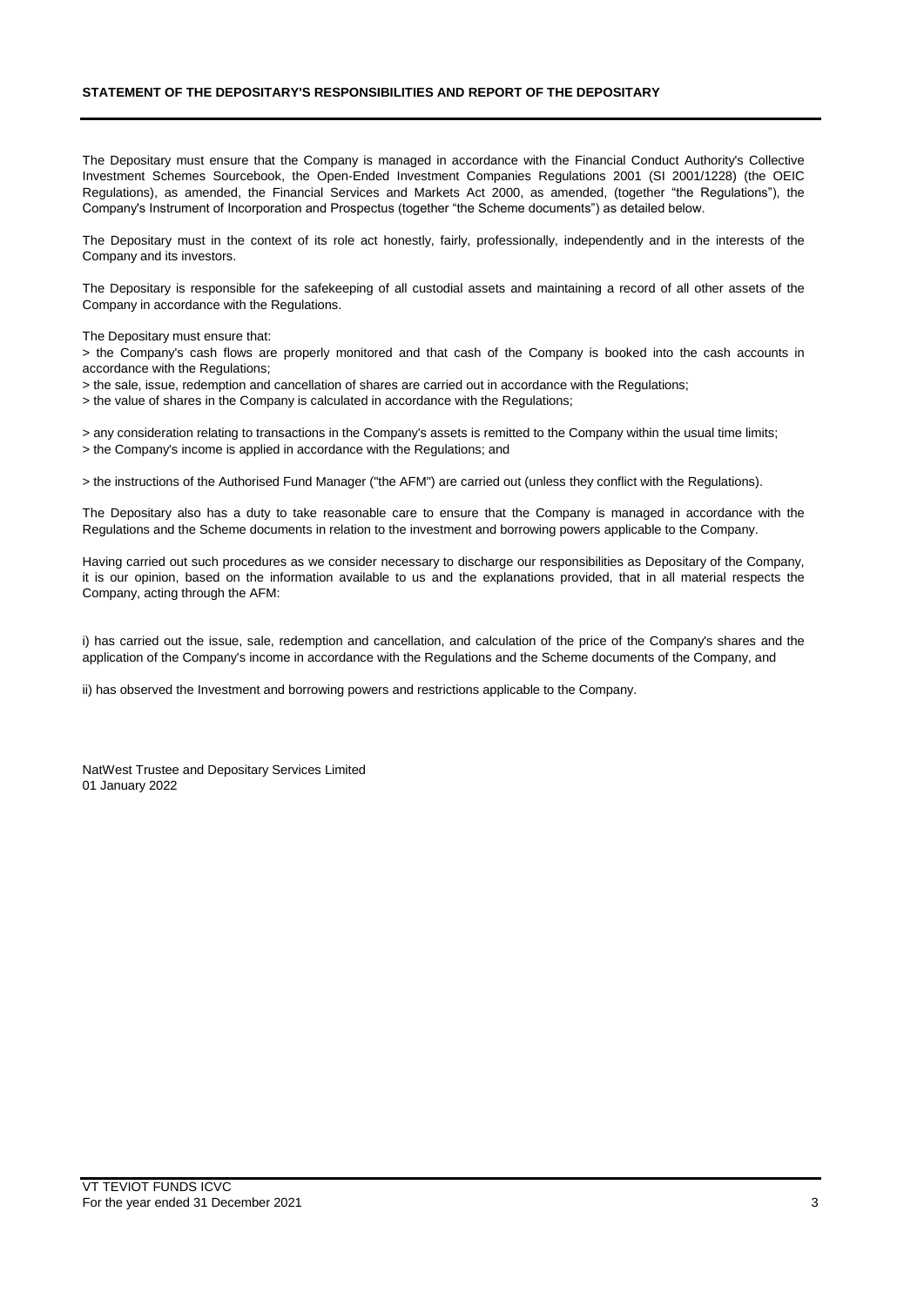## STATEMENT OF THE DEPOSITARY'S RESPONSIBILITIES AND REPORT OF THE DEPOSITARY

The Depositary must ensure that the Company is managed in accordance with the Financial Conduct Authority's Collective Investment Schemes Sourcebook, the Open-Ended Investment Companies Regulations 2001 (SI 2001/1228) (the OEIC Regulations), as amended, the Financial Services and Markets Act 2000, as amended, (together "the Regulations"), the Company's Instrument of Incorporation and Prospectus (together "the Scheme documents") as detailed below.

The Depositary must in the context of its role act honestly, fairly, professionally, independently and in the interests of the Company and its investors.

The Depositary is responsible for the safekeeping of all custodial assets and maintaining a record of all other assets of the Company in accordance with the Regulations.

The Depositary must ensure that:

> the Company's cash flows are properly monitored and that cash of the Company is booked into the cash accounts in accordance with the Regulations;

> the sale, issue, redemption and cancellation of shares are carried out in accordance with the Regulations;

> the value of shares in the Company is calculated in accordance with the Regulations;

> any consideration relating to transactions in the Company's assets is remitted to the Company within the usual time limits;

> the Company's income is applied in accordance with the Regulations; and

> the instructions of the Authorised Fund Manager ("the AFM") are carried out (unless they conflict with the Regulations).

The Depositary also has a duty to take reasonable care to ensure that the Company is managed in accordance with the Regulations and the Scheme documents in relation to the investment and borrowing powers applicable to the Company.

Having carried out such procedures as we consider necessary to discharge our responsibilities as Depositary of the Company, it is our opinion, based on the information available to us and the explanations provided, that in all material respects the Company, acting through the AFM:

i) has carried out the issue, sale, redemption and cancellation, and calculation of the price of the Company's shares and the application of the Company's income in accordance with the Regulations and the Scheme documents of the Company, and

ii) has observed the Investment and borrowing powers and restrictions applicable to the Company.

NatWest Trustee and Depositary Services Limited
01 January 2022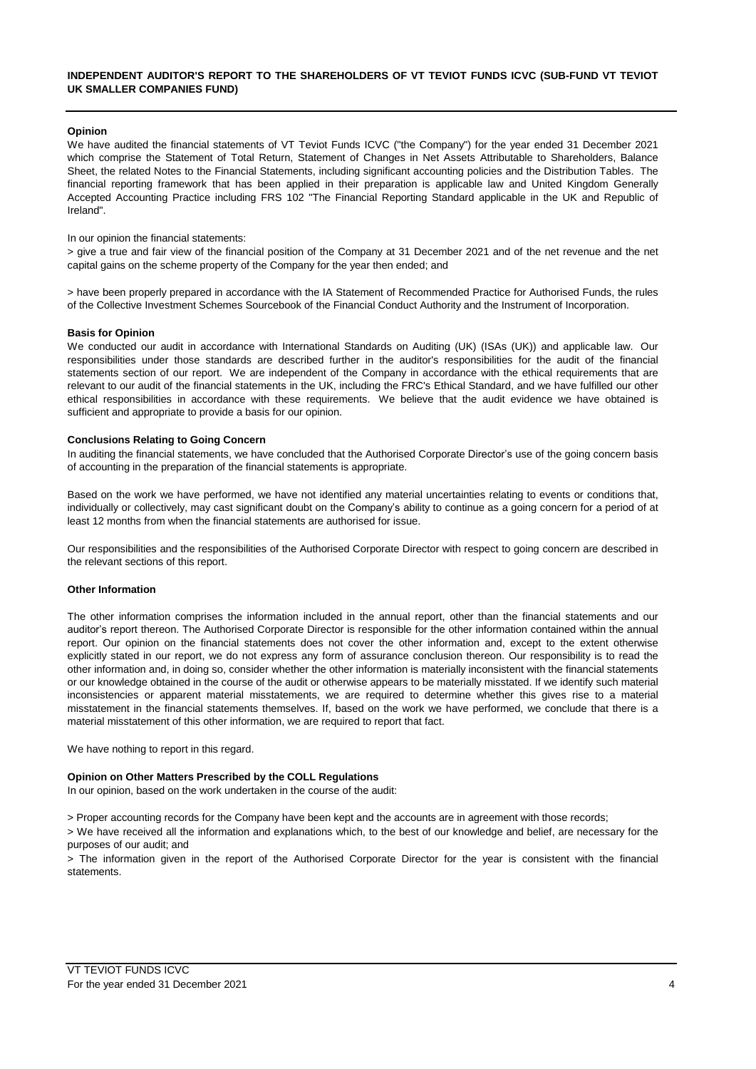**INDEPENDENT AUDITOR'S REPORT TO THE SHAREHOLDERS OF VT TEVIOT FUNDS ICVC (SUB-FUND VT TEVIOT UK SMALLER COMPANIES FUND)**

**Opinion**

We have audited the financial statements of VT Teviot Funds ICVC ("the Company") for the year ended 31 December 2021 which comprise the Statement of Total Return, Statement of Changes in Net Assets Attributable to Shareholders, Balance Sheet, the related Notes to the Financial Statements, including significant accounting policies and the Distribution Tables. The financial reporting framework that has been applied in their preparation is applicable law and United Kingdom Generally Accepted Accounting Practice including FRS 102 "The Financial Reporting Standard applicable in the UK and Republic of Ireland".

In our opinion the financial statements:

> give a true and fair view of the financial position of the Company at 31 December 2021 and of the net revenue and the net capital gains on the scheme property of the Company for the year then ended; and

> have been properly prepared in accordance with the IA Statement of Recommended Practice for Authorised Funds, the rules of the Collective Investment Schemes Sourcebook of the Financial Conduct Authority and the Instrument of Incorporation.

**Basis for Opinion**

We conducted our audit in accordance with International Standards on Auditing (UK) (ISAs (UK)) and applicable law. Our responsibilities under those standards are described further in the auditor's responsibilities for the audit of the financial statements section of our report. We are independent of the Company in accordance with the ethical requirements that are relevant to our audit of the financial statements in the UK, including the FRC's Ethical Standard, and we have fulfilled our other ethical responsibilities in accordance with these requirements. We believe that the audit evidence we have obtained is sufficient and appropriate to provide a basis for our opinion.

**Conclusions Relating to Going Concern**

In auditing the financial statements, we have concluded that the Authorised Corporate Director's use of the going concern basis of accounting in the preparation of the financial statements is appropriate.

Based on the work we have performed, we have not identified any material uncertainties relating to events or conditions that, individually or collectively, may cast significant doubt on the Company's ability to continue as a going concern for a period of at least 12 months from when the financial statements are authorised for issue.

Our responsibilities and the responsibilities of the Authorised Corporate Director with respect to going concern are described in the relevant sections of this report.

**Other Information**

The other information comprises the information included in the annual report, other than the financial statements and our auditor's report thereon. The Authorised Corporate Director is responsible for the other information contained within the annual report. Our opinion on the financial statements does not cover the other information and, except to the extent otherwise explicitly stated in our report, we do not express any form of assurance conclusion thereon. Our responsibility is to read the other information and, in doing so, consider whether the other information is materially inconsistent with the financial statements or our knowledge obtained in the course of the audit or otherwise appears to be materially misstated. If we identify such material inconsistencies or apparent material misstatements, we are required to determine whether this gives rise to a material misstatement in the financial statements themselves. If, based on the work we have performed, we conclude that there is a material misstatement of this other information, we are required to report that fact.

We have nothing to report in this regard.

**Opinion on Other Matters Prescribed by the COLL Regulations**

In our opinion, based on the work undertaken in the course of the audit:

> Proper accounting records for the Company have been kept and the accounts are in agreement with those records;

> We have received all the information and explanations which, to the best of our knowledge and belief, are necessary for the purposes of our audit; and

> The information given in the report of the Authorised Corporate Director for the year is consistent with the financial statements.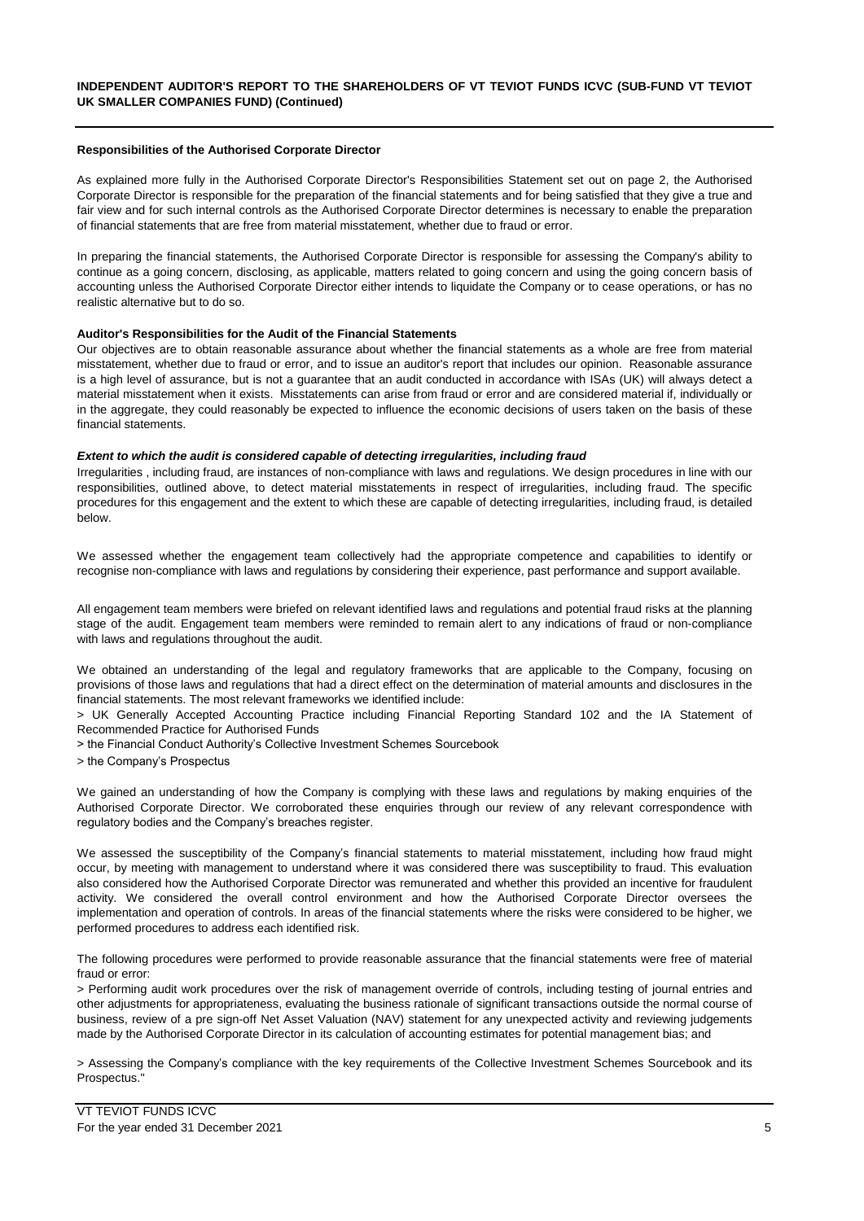**Responsibilities of the Authorised Corporate Director**

As explained more fully in the Authorised Corporate Director's Responsibilities Statement set out on page 2, the Authorised Corporate Director is responsible for the preparation of the financial statements and for being satisfied that they give a true and fair view and for such internal controls as the Authorised Corporate Director determines is necessary to enable the preparation of financial statements that are free from material misstatement, whether due to fraud or error.

In preparing the financial statements, the Authorised Corporate Director is responsible for assessing the Company's ability to continue as a going concern, disclosing, as applicable, matters related to going concern and using the going concern basis of accounting unless the Authorised Corporate Director either intends to liquidate the Company or to cease operations, or has no realistic alternative but to do so.

**Auditor's Responsibilities for the Audit of the Financial Statements**

Our objectives are to obtain reasonable assurance about whether the financial statements as a whole are free from material misstatement, whether due to fraud or error, and to issue an auditor's report that includes our opinion. Reasonable assurance is a high level of assurance, but is not a guarantee that an audit conducted in accordance with ISAs (UK) will always detect a material misstatement when it exists. Misstatements can arise from fraud or error and are considered material if, individually or in the aggregate, they could reasonably be expected to influence the economic decisions of users taken on the basis of these financial statements.

***Extent to which the audit is considered capable of detecting irregularities, including fraud***

Irregularities , including fraud, are instances of non-compliance with laws and regulations. We design procedures in line with our responsibilities, outlined above, to detect material misstatements in respect of irregularities, including fraud. The specific procedures for this engagement and the extent to which these are capable of detecting irregularities, including fraud, is detailed below.

We assessed whether the engagement team collectively had the appropriate competence and capabilities to identify or recognise non-compliance with laws and regulations by considering their experience, past performance and support available.

All engagement team members were briefed on relevant identified laws and regulations and potential fraud risks at the planning stage of the audit. Engagement team members were reminded to remain alert to any indications of fraud or non-compliance with laws and regulations throughout the audit.

We obtained an understanding of the legal and regulatory frameworks that are applicable to the Company, focusing on provisions of those laws and regulations that had a direct effect on the determination of material amounts and disclosures in the financial statements. The most relevant frameworks we identified include:

> UK Generally Accepted Accounting Practice including Financial Reporting Standard 102 and the IA Statement of Recommended Practice for Authorised Funds

> the Financial Conduct Authority's Collective Investment Schemes Sourcebook

> the Company's Prospectus

We gained an understanding of how the Company is complying with these laws and regulations by making enquiries of the Authorised Corporate Director. We corroborated these enquiries through our review of any relevant correspondence with regulatory bodies and the Company's breaches register.

We assessed the susceptibility of the Company's financial statements to material misstatement, including how fraud might occur, by meeting with management to understand where it was considered there was susceptibility to fraud. This evaluation also considered how the Authorised Corporate Director was remunerated and whether this provided an incentive for fraudulent activity. We considered the overall control environment and how the Authorised Corporate Director oversees the implementation and operation of controls. In areas of the financial statements where the risks were considered to be higher, we performed procedures to address each identified risk.

The following procedures were performed to provide reasonable assurance that the financial statements were free of material fraud or error:

> Performing audit work procedures over the risk of management override of controls, including testing of journal entries and other adjustments for appropriateness, evaluating the business rationale of significant transactions outside the normal course of business, review of a pre sign-off Net Asset Valuation (NAV) statement for any unexpected activity and reviewing judgements made by the Authorised Corporate Director in its calculation of accounting estimates for potential management bias; and

> Assessing the Company's compliance with the key requirements of the Collective Investment Schemes Sourcebook and its Prospectus."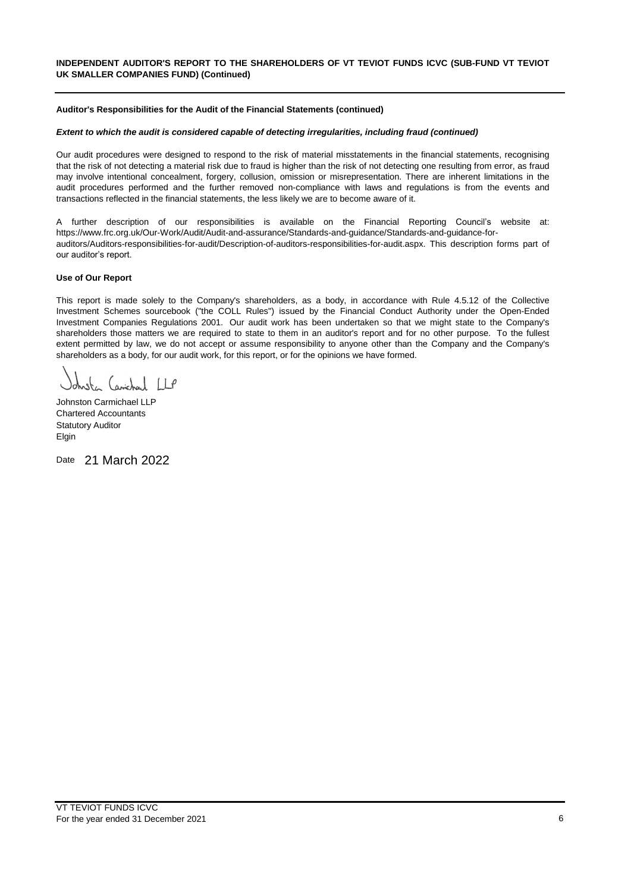**INDEPENDENT AUDITOR'S REPORT TO THE SHAREHOLDERS OF VT TEVIOT FUNDS ICVC (SUB-FUND VT TEVIOT UK SMALLER COMPANIES FUND) (Continued)**

**Auditor's Responsibilities for the Audit of the Financial Statements (continued)**

***Extent to which the audit is considered capable of detecting irregularities, including fraud (continued)***

Our audit procedures were designed to respond to the risk of material misstatements in the financial statements, recognising that the risk of not detecting a material risk due to fraud is higher than the risk of not detecting one resulting from error, as fraud may involve intentional concealment, forgery, collusion, omission or misrepresentation. There are inherent limitations in the audit procedures performed and the further removed non-compliance with laws and regulations is from the events and transactions reflected in the financial statements, the less likely we are to become aware of it.

A further description of our responsibilities is available on the Financial Reporting Council's website at: https://www.frc.org.uk/Our-Work/Audit/Audit-and-assurance/Standards-and-guidance/Standards-and-guidance-for-auditors/Auditors-responsibilities-for-audit/Description-of-auditors-responsibilities-for-audit.aspx. This description forms part of our auditor's report.

**Use of Our Report**

This report is made solely to the Company's shareholders, as a body, in accordance with Rule 4.5.12 of the Collective Investment Schemes sourcebook ("the COLL Rules") issued by the Financial Conduct Authority under the Open-Ended Investment Companies Regulations 2001. Our audit work has been undertaken so that we might state to the Company's shareholders those matters we are required to state to them in an auditor's report and for no other purpose. To the fullest extent permitted by law, we do not accept or assume responsibility to anyone other than the Company and the Company's shareholders as a body, for our audit work, for this report, or for the opinions we have formed.

Johnston Carmichael LLP

Johnston Carmichael LLP
Chartered Accountants
Statutory Auditor
Elgin

Date 21 March 2022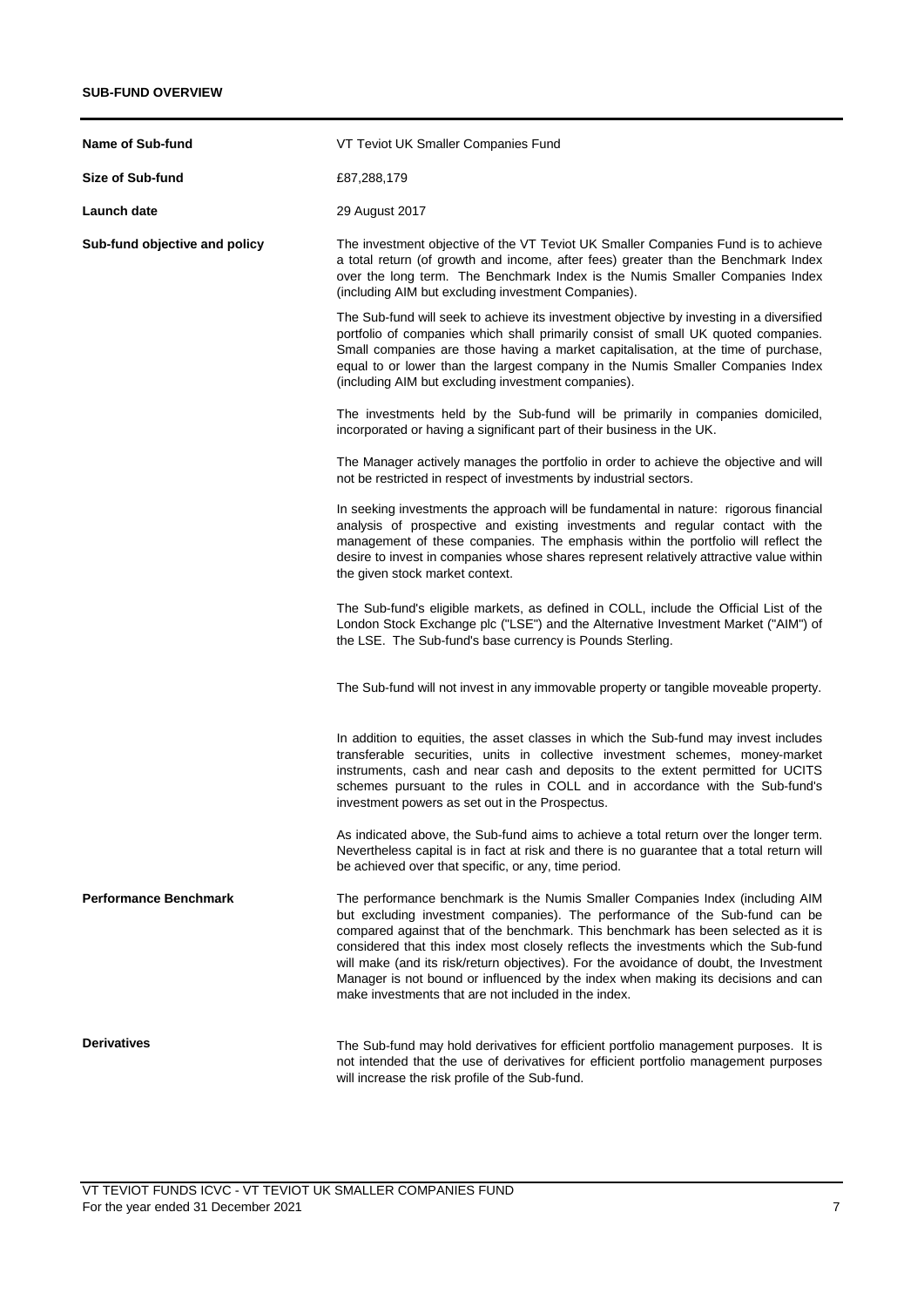## SUB-FUND OVERVIEW

| | |
|---|---|
| **Name of Sub-fund** | VT Teviot UK Smaller Companies Fund |
| **Size of Sub-fund** | £87,288,179 |
| **Launch date** | 29 August 2017 |
| **Sub-fund objective and policy** | The investment objective of the VT Teviot UK Smaller Companies Fund is to achieve a total return (of growth and income, after fees) greater than the Benchmark Index over the long term. The Benchmark Index is the Numis Smaller Companies Index (including AIM but excluding investment Companies). |

The Sub-fund will seek to achieve its investment objective by investing in a diversified portfolio of companies which shall primarily consist of small UK quoted companies. Small companies are those having a market capitalisation, at the time of purchase, equal to or lower than the largest company in the Numis Smaller Companies Index (including AIM but excluding investment companies).

The investments held by the Sub-fund will be primarily in companies domiciled, incorporated or having a significant part of their business in the UK.

The Manager actively manages the portfolio in order to achieve the objective and will not be restricted in respect of investments by industrial sectors.

In seeking investments the approach will be fundamental in nature: rigorous financial analysis of prospective and existing investments and regular contact with the management of these companies. The emphasis within the portfolio will reflect the desire to invest in companies whose shares represent relatively attractive value within the given stock market context.

The Sub-fund's eligible markets, as defined in COLL, include the Official List of the London Stock Exchange plc ("LSE") and the Alternative Investment Market ("AIM") of the LSE. The Sub-fund's base currency is Pounds Sterling.

The Sub-fund will not invest in any immovable property or tangible moveable property.

In addition to equities, the asset classes in which the Sub-fund may invest includes transferable securities, units in collective investment schemes, money-market instruments, cash and near cash and deposits to the extent permitted for UCITS schemes pursuant to the rules in COLL and in accordance with the Sub-fund's investment powers as set out in the Prospectus.

As indicated above, the Sub-fund aims to achieve a total return over the longer term. Nevertheless capital is in fact at risk and there is no guarantee that a total return will be achieved over that specific, or any, time period.

**Performance Benchmark**

The performance benchmark is the Numis Smaller Companies Index (including AIM but excluding investment companies). The performance of the Sub-fund can be compared against that of the benchmark. This benchmark has been selected as it is considered that this index most closely reflects the investments which the Sub-fund will make (and its risk/return objectives). For the avoidance of doubt, the Investment Manager is not bound or influenced by the index when making its decisions and can make investments that are not included in the index.

**Derivatives**

The Sub-fund may hold derivatives for efficient portfolio management purposes. It is not intended that the use of derivatives for efficient portfolio management purposes will increase the risk profile of the Sub-fund.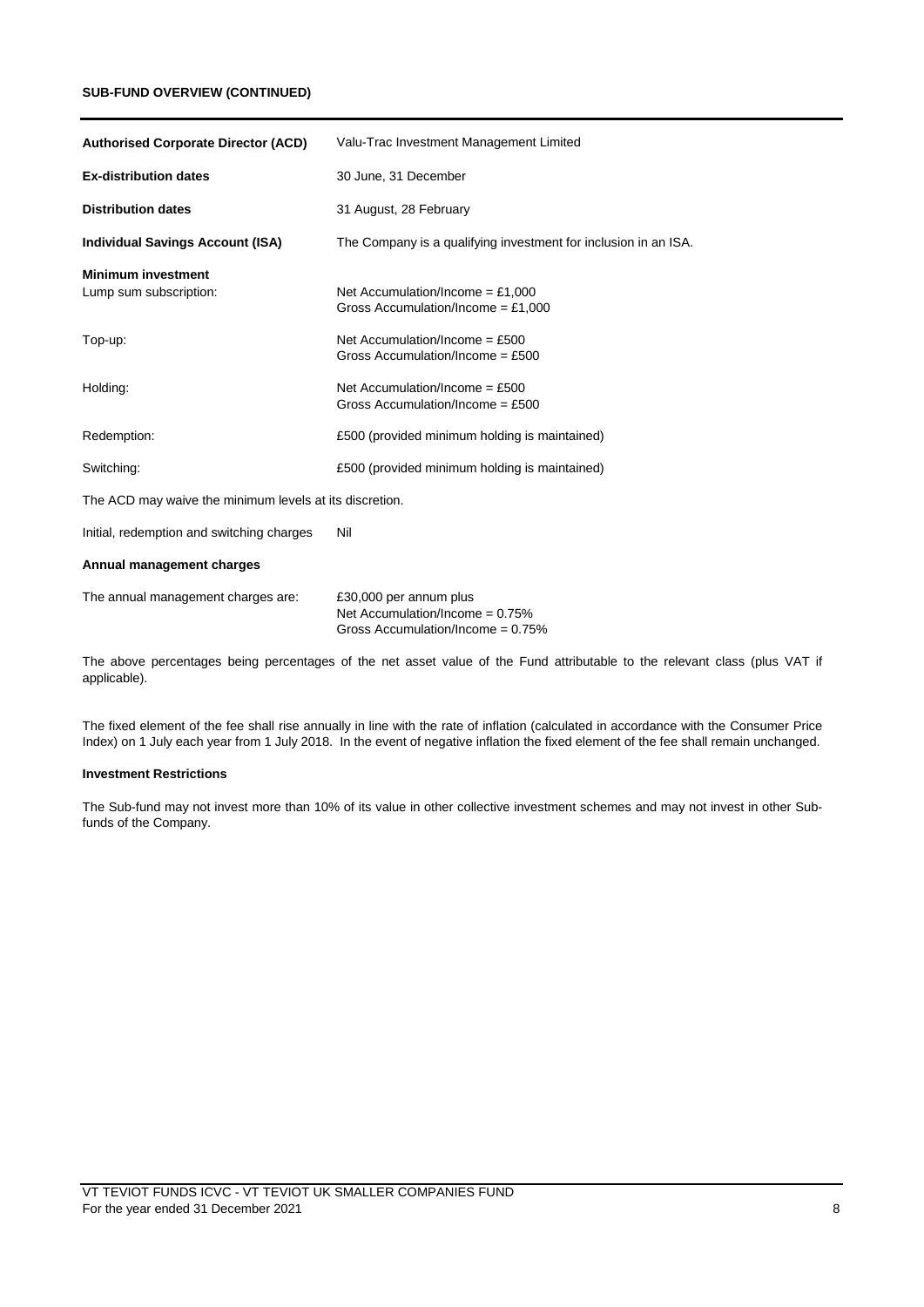## SUB-FUND OVERVIEW (CONTINUED)

| | |
|---|---|
| **Authorised Corporate Director (ACD)** | Valu-Trac Investment Management Limited |
| **Ex-distribution dates** | 30 June, 31 December |
| **Distribution dates** | 31 August, 28 February |
| **Individual Savings Account (ISA)** | The Company is a qualifying investment for inclusion in an ISA. |
| **Minimum investment** | |
| Lump sum subscription: | Net Accumulation/Income = £1,000<br>Gross Accumulation/Income = £1,000 |
| Top-up: | Net Accumulation/Income = £500<br>Gross Accumulation/Income = £500 |
| Holding: | Net Accumulation/Income = £500<br>Gross Accumulation/Income = £500 |
| Redemption: | £500 (provided minimum holding is maintained) |
| Switching: | £500 (provided minimum holding is maintained) |

The ACD may waive the minimum levels at its discretion.

| | |
|---|---|
| Initial, redemption and switching charges | Nil |

**Annual management charges**

| | |
|---|---|
| The annual management charges are: | £30,000 per annum plus<br>Net Accumulation/Income = 0.75%<br>Gross Accumulation/Income = 0.75% |

The above percentages being percentages of the net asset value of the Fund attributable to the relevant class (plus VAT if applicable).

The fixed element of the fee shall rise annually in line with the rate of inflation (calculated in accordance with the Consumer Price Index) on 1 July each year from 1 July 2018. In the event of negative inflation the fixed element of the fee shall remain unchanged.

**Investment Restrictions**

The Sub-fund may not invest more than 10% of its value in other collective investment schemes and may not invest in other Sub-funds of the Company.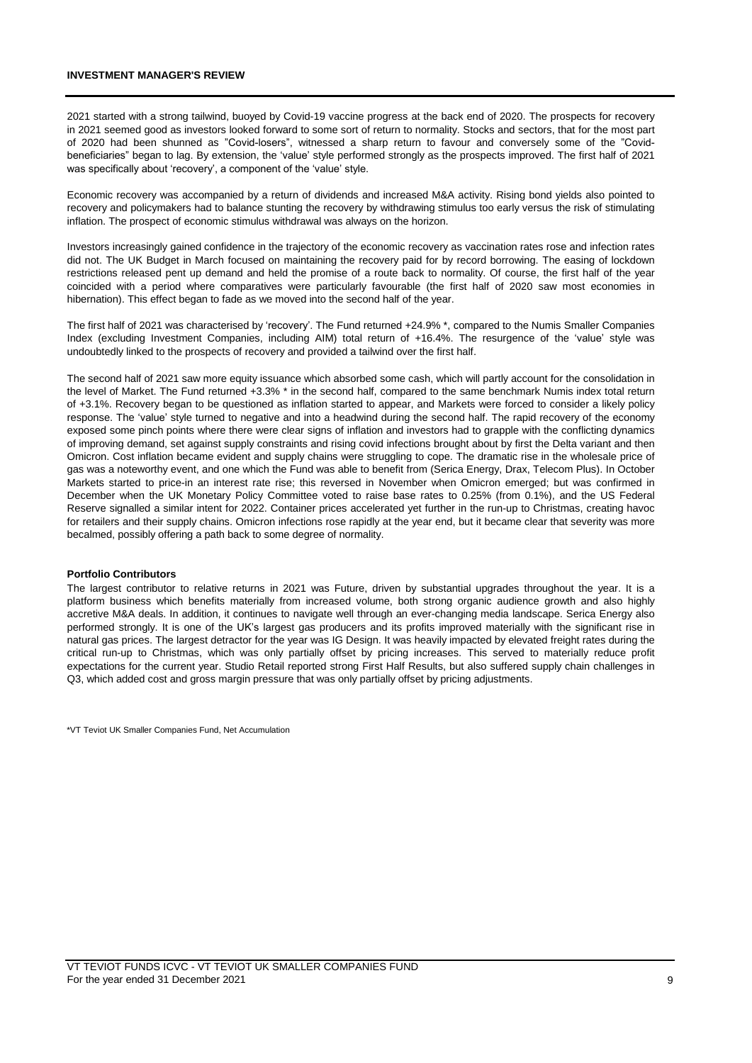## INVESTMENT MANAGER'S REVIEW

2021 started with a strong tailwind, buoyed by Covid-19 vaccine progress at the back end of 2020. The prospects for recovery in 2021 seemed good as investors looked forward to some sort of return to normality. Stocks and sectors, that for the most part of 2020 had been shunned as "Covid-losers", witnessed a sharp return to favour and conversely some of the "Covid-beneficiaries" began to lag. By extension, the 'value' style performed strongly as the prospects improved. The first half of 2021 was specifically about 'recovery', a component of the 'value' style.

Economic recovery was accompanied by a return of dividends and increased M&A activity. Rising bond yields also pointed to recovery and policymakers had to balance stunting the recovery by withdrawing stimulus too early versus the risk of stimulating inflation. The prospect of economic stimulus withdrawal was always on the horizon.

Investors increasingly gained confidence in the trajectory of the economic recovery as vaccination rates rose and infection rates did not. The UK Budget in March focused on maintaining the recovery paid for by record borrowing. The easing of lockdown restrictions released pent up demand and held the promise of a route back to normality. Of course, the first half of the year coincided with a period where comparatives were particularly favourable (the first half of 2020 saw most economies in hibernation). This effect began to fade as we moved into the second half of the year.

The first half of 2021 was characterised by 'recovery'. The Fund returned +24.9% *, compared to the Numis Smaller Companies Index (excluding Investment Companies, including AIM) total return of +16.4%. The resurgence of the 'value' style was undoubtedly linked to the prospects of recovery and provided a tailwind over the first half.

The second half of 2021 saw more equity issuance which absorbed some cash, which will partly account for the consolidation in the level of Market. The Fund returned +3.3% * in the second half, compared to the same benchmark Numis index total return of +3.1%. Recovery began to be questioned as inflation started to appear, and Markets were forced to consider a likely policy response. The 'value' style turned to negative and into a headwind during the second half. The rapid recovery of the economy exposed some pinch points where there were clear signs of inflation and investors had to grapple with the conflicting dynamics of improving demand, set against supply constraints and rising covid infections brought about by first the Delta variant and then Omicron. Cost inflation became evident and supply chains were struggling to cope. The dramatic rise in the wholesale price of gas was a noteworthy event, and one which the Fund was able to benefit from (Serica Energy, Drax, Telecom Plus). In October Markets started to price-in an interest rate rise; this reversed in November when Omicron emerged; but was confirmed in December when the UK Monetary Policy Committee voted to raise base rates to 0.25% (from 0.1%), and the US Federal Reserve signalled a similar intent for 2022. Container prices accelerated yet further in the run-up to Christmas, creating havoc for retailers and their supply chains. Omicron infections rose rapidly at the year end, but it became clear that severity was more becalmed, possibly offering a path back to some degree of normality.

### Portfolio Contributors

The largest contributor to relative returns in 2021 was Future, driven by substantial upgrades throughout the year. It is a platform business which benefits materially from increased volume, both strong organic audience growth and also highly accretive M&A deals. In addition, it continues to navigate well through an ever-changing media landscape. Serica Energy also performed strongly. It is one of the UK's largest gas producers and its profits improved materially with the significant rise in natural gas prices. The largest detractor for the year was IG Design. It was heavily impacted by elevated freight rates during the critical run-up to Christmas, which was only partially offset by pricing increases. This served to materially reduce profit expectations for the current year. Studio Retail reported strong First Half Results, but also suffered supply chain challenges in Q3, which added cost and gross margin pressure that was only partially offset by pricing adjustments.

*VT Teviot UK Smaller Companies Fund, Net Accumulation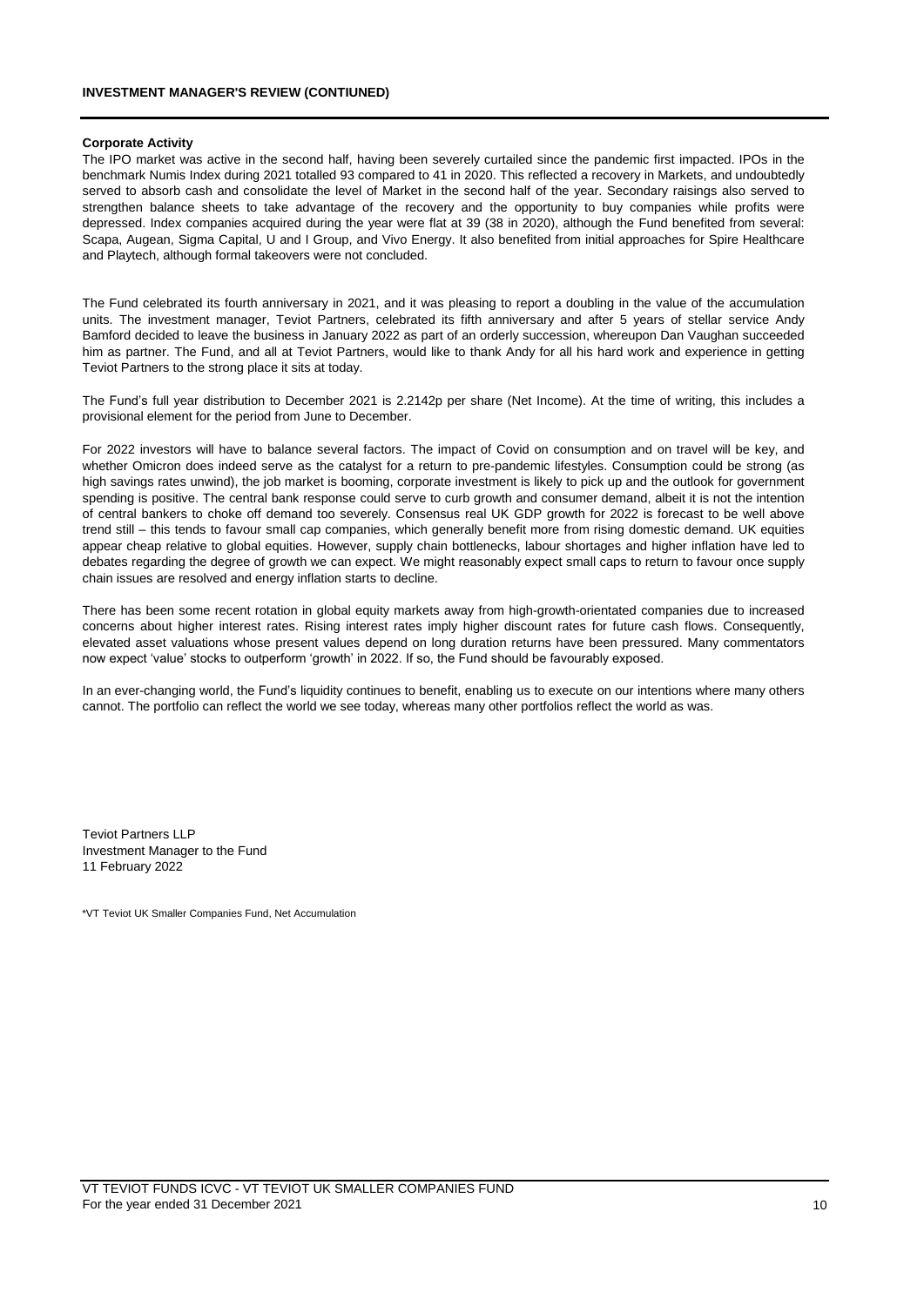## INVESTMENT MANAGER'S REVIEW (CONTIUNED)

**Corporate Activity**

The IPO market was active in the second half, having been severely curtailed since the pandemic first impacted. IPOs in the benchmark Numis Index during 2021 totalled 93 compared to 41 in 2020. This reflected a recovery in Markets, and undoubtedly served to absorb cash and consolidate the level of Market in the second half of the year. Secondary raisings also served to strengthen balance sheets to take advantage of the recovery and the opportunity to buy companies while profits were depressed. Index companies acquired during the year were flat at 39 (38 in 2020), although the Fund benefited from several: Scapa, Augean, Sigma Capital, U and I Group, and Vivo Energy. It also benefited from initial approaches for Spire Healthcare and Playtech, although formal takeovers were not concluded.

The Fund celebrated its fourth anniversary in 2021, and it was pleasing to report a doubling in the value of the accumulation units. The investment manager, Teviot Partners, celebrated its fifth anniversary and after 5 years of stellar service Andy Bamford decided to leave the business in January 2022 as part of an orderly succession, whereupon Dan Vaughan succeeded him as partner. The Fund, and all at Teviot Partners, would like to thank Andy for all his hard work and experience in getting Teviot Partners to the strong place it sits at today.

The Fund's full year distribution to December 2021 is 2.2142p per share (Net Income). At the time of writing, this includes a provisional element for the period from June to December.

For 2022 investors will have to balance several factors. The impact of Covid on consumption and on travel will be key, and whether Omicron does indeed serve as the catalyst for a return to pre-pandemic lifestyles. Consumption could be strong (as high savings rates unwind), the job market is booming, corporate investment is likely to pick up and the outlook for government spending is positive. The central bank response could serve to curb growth and consumer demand, albeit it is not the intention of central bankers to choke off demand too severely. Consensus real UK GDP growth for 2022 is forecast to be well above trend still – this tends to favour small cap companies, which generally benefit more from rising domestic demand. UK equities appear cheap relative to global equities. However, supply chain bottlenecks, labour shortages and higher inflation have led to debates regarding the degree of growth we can expect. We might reasonably expect small caps to return to favour once supply chain issues are resolved and energy inflation starts to decline.

There has been some recent rotation in global equity markets away from high-growth-orientated companies due to increased concerns about higher interest rates. Rising interest rates imply higher discount rates for future cash flows. Consequently, elevated asset valuations whose present values depend on long duration returns have been pressured. Many commentators now expect 'value' stocks to outperform 'growth' in 2022. If so, the Fund should be favourably exposed.

In an ever-changing world, the Fund's liquidity continues to benefit, enabling us to execute on our intentions where many others cannot. The portfolio can reflect the world we see today, whereas many other portfolios reflect the world as was.

Teviot Partners LLP
Investment Manager to the Fund
11 February 2022

*VT Teviot UK Smaller Companies Fund, Net Accumulation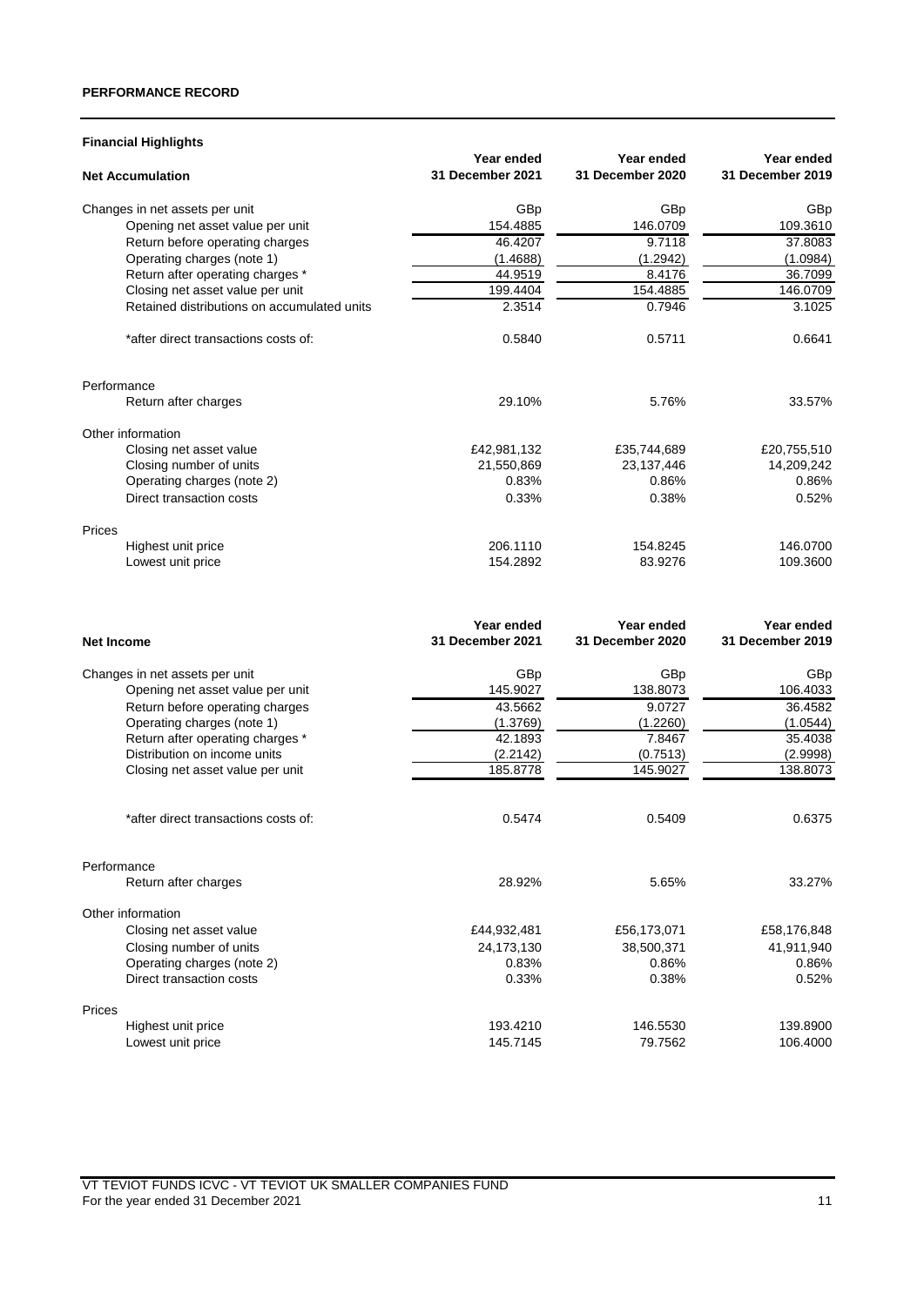## PERFORMANCE RECORD

### Financial Highlights

| Net Accumulation | Year ended 31 December 2021 | Year ended 31 December 2020 | Year ended 31 December 2019 |
|---|---|---|---|
| Changes in net assets per unit | GBp | GBp | GBp |
| Opening net asset value per unit | 154.4885 | 146.0709 | 109.3610 |
| Return before operating charges | 46.4207 | 9.7118 | 37.8083 |
| Operating charges (note 1) | (1.4688) | (1.2942) | (1.0984) |
| Return after operating charges * | 44.9519 | 8.4176 | 36.7099 |
| Closing net asset value per unit | 199.4404 | 154.4885 | 146.0709 |
| Retained distributions on accumulated units | 2.3514 | 0.7946 | 3.1025 |
| *after direct transactions costs of: | 0.5840 | 0.5711 | 0.6641 |
| **Performance** | | | |
| Return after charges | 29.10% | 5.76% | 33.57% |
| **Other information** | | | |
| Closing net asset value | £42,981,132 | £35,744,689 | £20,755,510 |
| Closing number of units | 21,550,869 | 23,137,446 | 14,209,242 |
| Operating charges (note 2) | 0.83% | 0.86% | 0.86% |
| Direct transaction costs | 0.33% | 0.38% | 0.52% |
| **Prices** | | | |
| Highest unit price | 206.1110 | 154.8245 | 146.0700 |
| Lowest unit price | 154.2892 | 83.9276 | 109.3600 |

| Net Income | Year ended 31 December 2021 | Year ended 31 December 2020 | Year ended 31 December 2019 |
|---|---|---|---|
| Changes in net assets per unit | GBp | GBp | GBp |
| Opening net asset value per unit | 145.9027 | 138.8073 | 106.4033 |
| Return before operating charges | 43.5662 | 9.0727 | 36.4582 |
| Operating charges (note 1) | (1.3769) | (1.2260) | (1.0544) |
| Return after operating charges * | 42.1893 | 7.8467 | 35.4038 |
| Distribution on income units | (2.2142) | (0.7513) | (2.9998) |
| Closing net asset value per unit | 185.8778 | 145.9027 | 138.8073 |
| *after direct transactions costs of: | 0.5474 | 0.5409 | 0.6375 |
| **Performance** | | | |
| Return after charges | 28.92% | 5.65% | 33.27% |
| **Other information** | | | |
| Closing net asset value | £44,932,481 | £56,173,071 | £58,176,848 |
| Closing number of units | 24,173,130 | 38,500,371 | 41,911,940 |
| Operating charges (note 2) | 0.83% | 0.86% | 0.86% |
| Direct transaction costs | 0.33% | 0.38% | 0.52% |
| **Prices** | | | |
| Highest unit price | 193.4210 | 146.5530 | 139.8900 |
| Lowest unit price | 145.7145 | 79.7562 | 106.4000 |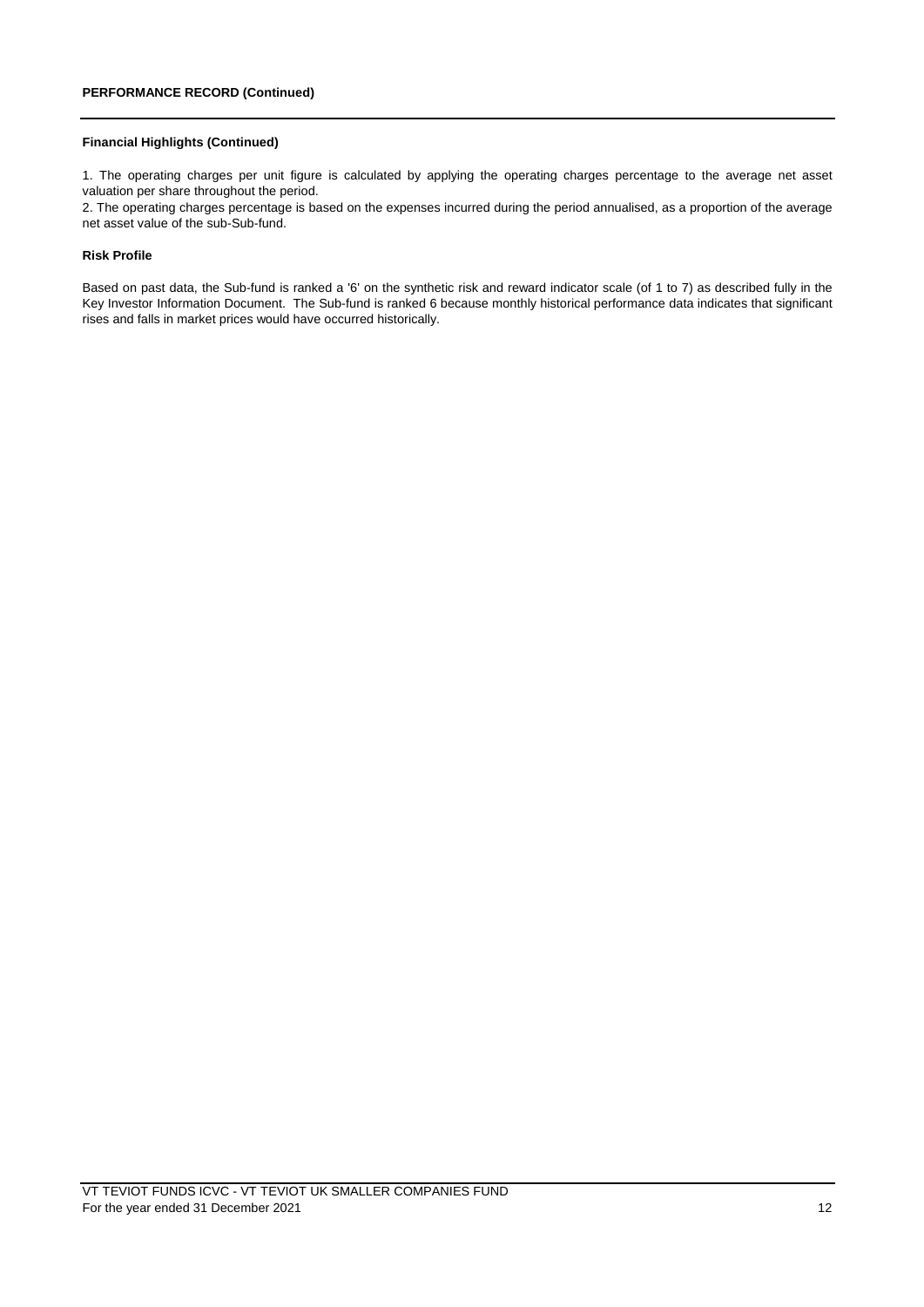## PERFORMANCE RECORD (Continued)

### Financial Highlights (Continued)

1. The operating charges per unit figure is calculated by applying the operating charges percentage to the average net asset valuation per share throughout the period.
2. The operating charges percentage is based on the expenses incurred during the period annualised, as a proportion of the average net asset value of the sub-Sub-fund.

### Risk Profile

Based on past data, the Sub-fund is ranked a '6' on the synthetic risk and reward indicator scale (of 1 to 7) as described fully in the Key Investor Information Document. The Sub-fund is ranked 6 because monthly historical performance data indicates that significant rises and falls in market prices would have occurred historically.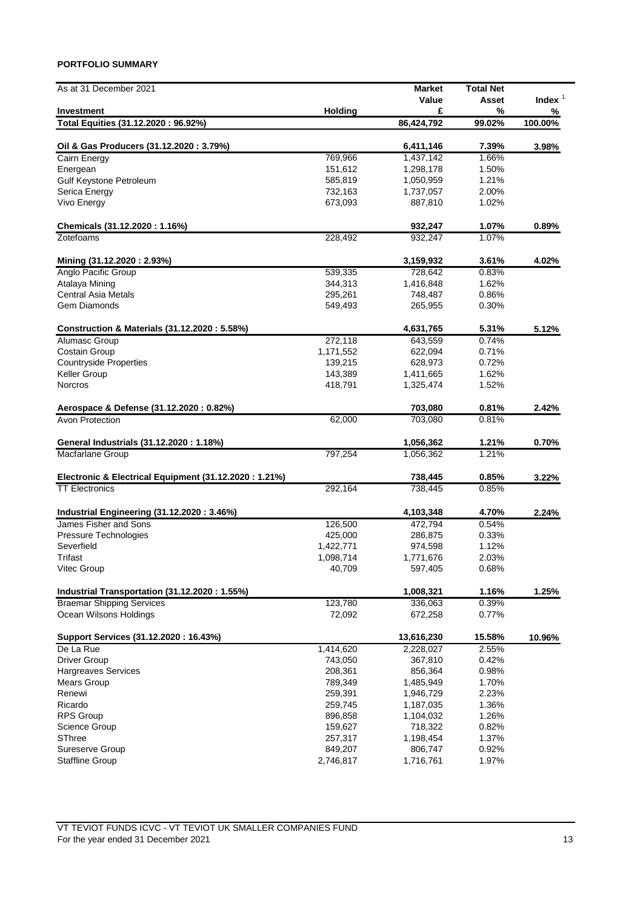**PORTFOLIO SUMMARY**

| As at 31 December 2021<br>Investment | Holding | Market Value £ | Total Net Asset % | Index [1] % |
|---|---|---|---|---|
| **Total Equities (31.12.2020 : 96.92%)** | | **86,424,792** | **99.02%** | **100.00%** |
| | | | | |
| **Oil & Gas Producers (31.12.2020 : 3.79%)** | | **6,411,146** | **7.39%** | **3.98%** |
| Cairn Energy | 769,966 | 1,437,142 | 1.66% | |
| Energean | 151,612 | 1,298,178 | 1.50% | |
| Gulf Keystone Petroleum | 585,819 | 1,050,959 | 1.21% | |
| Serica Energy | 732,163 | 1,737,057 | 2.00% | |
| Vivo Energy | 673,093 | 887,810 | 1.02% | |
| | | | | |
| **Chemicals (31.12.2020 : 1.16%)** | | **932,247** | **1.07%** | **0.89%** |
| Zotefoams | 228,492 | 932,247 | 1.07% | |
| | | | | |
| **Mining (31.12.2020 : 2.93%)** | | **3,159,932** | **3.61%** | **4.02%** |
| Anglo Pacific Group | 539,335 | 728,642 | 0.83% | |
| Atalaya Mining | 344,313 | 1,416,848 | 1.62% | |
| Central Asia Metals | 295,261 | 748,487 | 0.86% | |
| Gem Diamonds | 549,493 | 265,955 | 0.30% | |
| | | | | |
| **Construction & Materials (31.12.2020 : 5.58%)** | | **4,631,765** | **5.31%** | **5.12%** |
| Alumasc Group | 272,118 | 643,559 | 0.74% | |
| Costain Group | 1,171,552 | 622,094 | 0.71% | |
| Countryside Properties | 139,215 | 628,973 | 0.72% | |
| Keller Group | 143,389 | 1,411,665 | 1.62% | |
| Norcros | 418,791 | 1,325,474 | 1.52% | |
| | | | | |
| **Aerospace & Defense (31.12.2020 : 0.82%)** | | **703,080** | **0.81%** | **2.42%** |
| Avon Protection | 62,000 | 703,080 | 0.81% | |
| | | | | |
| **General Industrials (31.12.2020 : 1.18%)** | | **1,056,362** | **1.21%** | **0.70%** |
| Macfarlane Group | 797,254 | 1,056,362 | 1.21% | |
| | | | | |
| **Electronic & Electrical Equipment (31.12.2020 : 1.21%)** | | **738,445** | **0.85%** | **3.22%** |
| TT Electronics | 292,164 | 738,445 | 0.85% | |
| | | | | |
| **Industrial Engineering (31.12.2020 : 3.46%)** | | **4,103,348** | **4.70%** | **2.24%** |
| James Fisher and Sons | 126,500 | 472,794 | 0.54% | |
| Pressure Technologies | 425,000 | 286,875 | 0.33% | |
| Severfield | 1,422,771 | 974,598 | 1.12% | |
| Trifast | 1,098,714 | 1,771,676 | 2.03% | |
| Vitec Group | 40,709 | 597,405 | 0.68% | |
| | | | | |
| **Industrial Transportation (31.12.2020 : 1.55%)** | | **1,008,321** | **1.16%** | **1.25%** |
| Braemar Shipping Services | 123,780 | 336,063 | 0.39% | |
| Ocean Wilsons Holdings | 72,092 | 672,258 | 0.77% | |
| | | | | |
| **Support Services (31.12.2020 : 16.43%)** | | **13,616,230** | **15.58%** | **10.96%** |
| De La Rue | 1,414,620 | 2,228,027 | 2.55% | |
| Driver Group | 743,050 | 367,810 | 0.42% | |
| Hargreaves Services | 208,361 | 856,364 | 0.98% | |
| Mears Group | 789,349 | 1,485,949 | 1.70% | |
| Renewi | 259,391 | 1,946,729 | 2.23% | |
| Ricardo | 259,745 | 1,187,035 | 1.36% | |
| RPS Group | 896,858 | 1,104,032 | 1.26% | |
| Science Group | 159,627 | 718,322 | 0.82% | |
| SThree | 257,317 | 1,198,454 | 1.37% | |
| Sureserve Group | 849,207 | 806,747 | 0.92% | |
| Staffline Group | 2,746,817 | 1,716,761 | 1.97% | |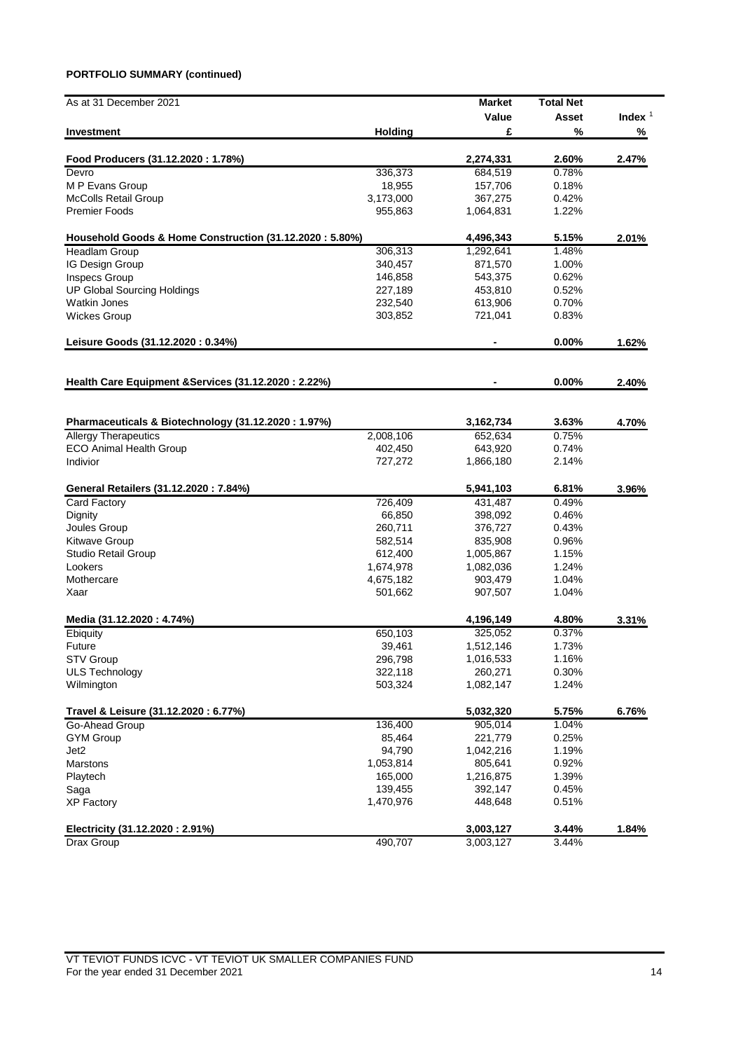**PORTFOLIO SUMMARY (continued)**

| As at 31 December 2021 | | Market Value | Total Net Asset | Index [1] |
|---|---|---|---|---|
| **Investment** | **Holding** | **£** | **%** | **%** |
| **Food Producers (31.12.2020 : 1.78%)** | | **2,274,331** | **2.60%** | **2.47%** |
| Devro | 336,373 | 684,519 | 0.78% | |
| M P Evans Group | 18,955 | 157,706 | 0.18% | |
| McColls Retail Group | 3,173,000 | 367,275 | 0.42% | |
| Premier Foods | 955,863 | 1,064,831 | 1.22% | |
| **Household Goods & Home Construction (31.12.2020 : 5.80%)** | | **4,496,343** | **5.15%** | **2.01%** |
| Headlam Group | 306,313 | 1,292,641 | 1.48% | |
| IG Design Group | 340,457 | 871,570 | 1.00% | |
| Inspecs Group | 146,858 | 543,375 | 0.62% | |
| UP Global Sourcing Holdings | 227,189 | 453,810 | 0.52% | |
| Watkin Jones | 232,540 | 613,906 | 0.70% | |
| Wickes Group | 303,852 | 721,041 | 0.83% | |
| **Leisure Goods (31.12.2020 : 0.34%)** | | **-** | **0.00%** | **1.62%** |
| **Health Care Equipment &Services (31.12.2020 : 2.22%)** | | **-** | **0.00%** | **2.40%** |
| **Pharmaceuticals & Biotechnology (31.12.2020 : 1.97%)** | | **3,162,734** | **3.63%** | **4.70%** |
| Allergy Therapeutics | 2,008,106 | 652,634 | 0.75% | |
| ECO Animal Health Group | 402,450 | 643,920 | 0.74% | |
| Indivior | 727,272 | 1,866,180 | 2.14% | |
| **General Retailers (31.12.2020 : 7.84%)** | | **5,941,103** | **6.81%** | **3.96%** |
| Card Factory | 726,409 | 431,487 | 0.49% | |
| Dignity | 66,850 | 398,092 | 0.46% | |
| Joules Group | 260,711 | 376,727 | 0.43% | |
| Kitwave Group | 582,514 | 835,908 | 0.96% | |
| Studio Retail Group | 612,400 | 1,005,867 | 1.15% | |
| Lookers | 1,674,978 | 1,082,036 | 1.24% | |
| Mothercare | 4,675,182 | 903,479 | 1.04% | |
| Xaar | 501,662 | 907,507 | 1.04% | |
| **Media (31.12.2020 : 4.74%)** | | **4,196,149** | **4.80%** | **3.31%** |
| Ebiquity | 650,103 | 325,052 | 0.37% | |
| Future | 39,461 | 1,512,146 | 1.73% | |
| STV Group | 296,798 | 1,016,533 | 1.16% | |
| ULS Technology | 322,118 | 260,271 | 0.30% | |
| Wilmington | 503,324 | 1,082,147 | 1.24% | |
| **Travel & Leisure (31.12.2020 : 6.77%)** | | **5,032,320** | **5.75%** | **6.76%** |
| Go-Ahead Group | 136,400 | 905,014 | 1.04% | |
| GYM Group | 85,464 | 221,779 | 0.25% | |
| Jet2 | 94,790 | 1,042,216 | 1.19% | |
| Marstons | 1,053,814 | 805,641 | 0.92% | |
| Playtech | 165,000 | 1,216,875 | 1.39% | |
| Saga | 139,455 | 392,147 | 0.45% | |
| XP Factory | 1,470,976 | 448,648 | 0.51% | |
| **Electricity (31.12.2020 : 2.91%)** | | **3,003,127** | **3.44%** | **1.84%** |
| Drax Group | 490,707 | 3,003,127 | 3.44% | |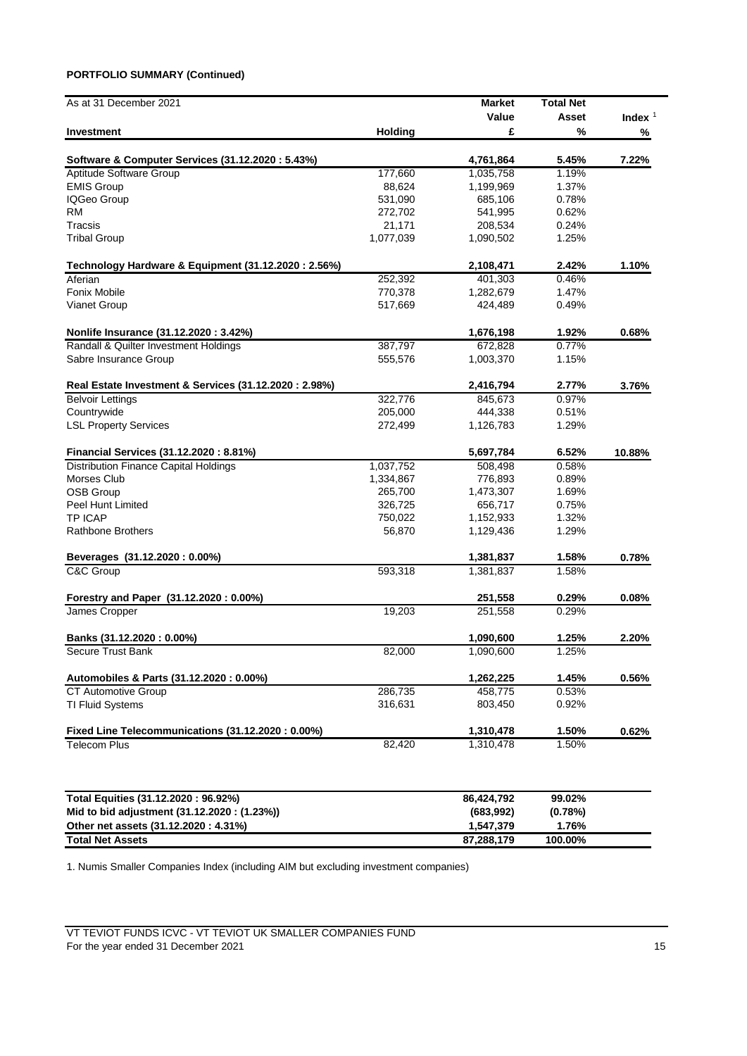**PORTFOLIO SUMMARY (Continued)**

| As at 31 December 2021<br>Investment | Holding | Market Value £ | Total Net Asset % | Index [1] % |
|---|---|---|---|---|
| **Software & Computer Services (31.12.2020 : 5.43%)** | | **4,761,864** | **5.45%** | **7.22%** |
| Aptitude Software Group | 177,660 | 1,035,758 | 1.19% | |
| EMIS Group | 88,624 | 1,199,969 | 1.37% | |
| IQGeo Group | 531,090 | 685,106 | 0.78% | |
| RM | 272,702 | 541,995 | 0.62% | |
| Tracsis | 21,171 | 208,534 | 0.24% | |
| Tribal Group | 1,077,039 | 1,090,502 | 1.25% | |
| **Technology Hardware & Equipment (31.12.2020 : 2.56%)** | | **2,108,471** | **2.42%** | **1.10%** |
| Aferian | 252,392 | 401,303 | 0.46% | |
| Fonix Mobile | 770,378 | 1,282,679 | 1.47% | |
| Vianet Group | 517,669 | 424,489 | 0.49% | |
| **Nonlife Insurance (31.12.2020 : 3.42%)** | | **1,676,198** | **1.92%** | **0.68%** |
| Randall & Quilter Investment Holdings | 387,797 | 672,828 | 0.77% | |
| Sabre Insurance Group | 555,576 | 1,003,370 | 1.15% | |
| **Real Estate Investment & Services (31.12.2020 : 2.98%)** | | **2,416,794** | **2.77%** | **3.76%** |
| Belvoir Lettings | 322,776 | 845,673 | 0.97% | |
| Countrywide | 205,000 | 444,338 | 0.51% | |
| LSL Property Services | 272,499 | 1,126,783 | 1.29% | |
| **Financial Services (31.12.2020 : 8.81%)** | | **5,697,784** | **6.52%** | **10.88%** |
| Distribution Finance Capital Holdings | 1,037,752 | 508,498 | 0.58% | |
| Morses Club | 1,334,867 | 776,893 | 0.89% | |
| OSB Group | 265,700 | 1,473,307 | 1.69% | |
| Peel Hunt Limited | 326,725 | 656,717 | 0.75% | |
| TP ICAP | 750,022 | 1,152,933 | 1.32% | |
| Rathbone Brothers | 56,870 | 1,129,436 | 1.29% | |
| **Beverages (31.12.2020 : 0.00%)** | | **1,381,837** | **1.58%** | **0.78%** |
| C&C Group | 593,318 | 1,381,837 | 1.58% | |
| **Forestry and Paper (31.12.2020 : 0.00%)** | | **251,558** | **0.29%** | **0.08%** |
| James Cropper | 19,203 | 251,558 | 0.29% | |
| **Banks (31.12.2020 : 0.00%)** | | **1,090,600** | **1.25%** | **2.20%** |
| Secure Trust Bank | 82,000 | 1,090,600 | 1.25% | |
| **Automobiles & Parts (31.12.2020 : 0.00%)** | | **1,262,225** | **1.45%** | **0.56%** |
| CT Automotive Group | 286,735 | 458,775 | 0.53% | |
| TI Fluid Systems | 316,631 | 803,450 | 0.92% | |
| **Fixed Line Telecommunications (31.12.2020 : 0.00%)** | | **1,310,478** | **1.50%** | **0.62%** |
| Telecom Plus | 82,420 | 1,310,478 | 1.50% | |
| | | | | |
| **Total Equities (31.12.2020 : 96.92%)** | | **86,424,792** | **99.02%** | |
| **Mid to bid adjustment (31.12.2020 : (1.23%))** | | **(683,992)** | **(0.78%)** | |
| **Other net assets (31.12.2020 : 4.31%)** | | **1,547,379** | **1.76%** | |
| **Total Net Assets** | | **87,288,179** | **100.00%** | |

1. Numis Smaller Companies Index (including AIM but excluding investment companies)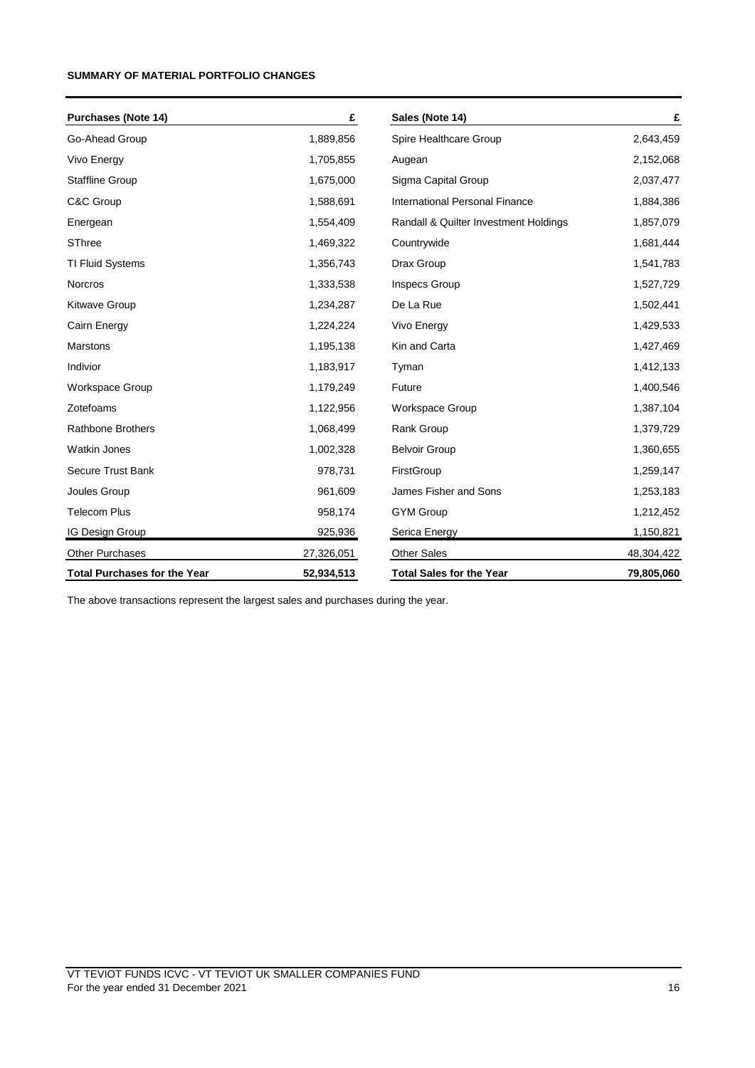**SUMMARY OF MATERIAL PORTFOLIO CHANGES**

| Purchases (Note 14) | £ | Sales (Note 14) | £ |
|---|---|---|---|
| Go-Ahead Group | 1,889,856 | Spire Healthcare Group | 2,643,459 |
| Vivo Energy | 1,705,855 | Augean | 2,152,068 |
| Staffline Group | 1,675,000 | Sigma Capital Group | 2,037,477 |
| C&C Group | 1,588,691 | International Personal Finance | 1,884,386 |
| Energean | 1,554,409 | Randall & Quilter Investment Holdings | 1,857,079 |
| SThree | 1,469,322 | Countrywide | 1,681,444 |
| TI Fluid Systems | 1,356,743 | Drax Group | 1,541,783 |
| Norcros | 1,333,538 | Inspecs Group | 1,527,729 |
| Kitwave Group | 1,234,287 | De La Rue | 1,502,441 |
| Cairn Energy | 1,224,224 | Vivo Energy | 1,429,533 |
| Marstons | 1,195,138 | Kin and Carta | 1,427,469 |
| Indivior | 1,183,917 | Tyman | 1,412,133 |
| Workspace Group | 1,179,249 | Future | 1,400,546 |
| Zotefoams | 1,122,956 | Workspace Group | 1,387,104 |
| Rathbone Brothers | 1,068,499 | Rank Group | 1,379,729 |
| Watkin Jones | 1,002,328 | Belvoir Group | 1,360,655 |
| Secure Trust Bank | 978,731 | FirstGroup | 1,259,147 |
| Joules Group | 961,609 | James Fisher and Sons | 1,253,183 |
| Telecom Plus | 958,174 | GYM Group | 1,212,452 |
| IG Design Group | 925,936 | Serica Energy | 1,150,821 |
| Other Purchases | 27,326,051 | Other Sales | 48,304,422 |
| **Total Purchases for the Year** | **52,934,513** | **Total Sales for the Year** | **79,805,060** |

The above transactions represent the largest sales and purchases during the year.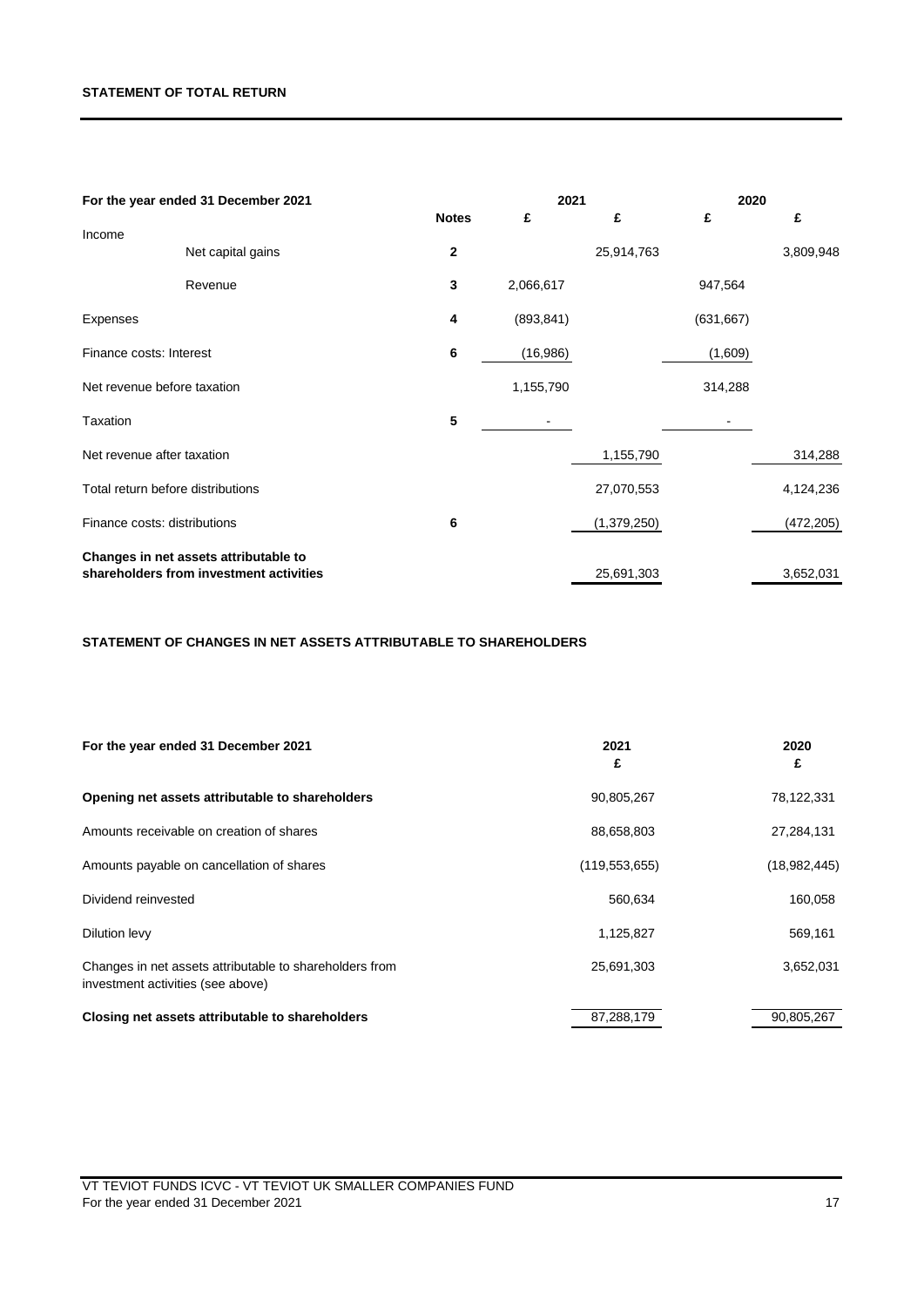## STATEMENT OF TOTAL RETURN

| For the year ended 31 December 2021 | Notes | 2021 £ | 2021 £ | 2020 £ | 2020 £ |
|---|---|---|---|---|---|
| Income | | | | | |
| Net capital gains | 2 | | 25,914,763 | | 3,809,948 |
| Revenue | 3 | 2,066,617 | | 947,564 | |
| Expenses | 4 | (893,841) | | (631,667) | |
| Finance costs: Interest | 6 | (16,986) | | (1,609) | |
| Net revenue before taxation | | 1,155,790 | | 314,288 | |
| Taxation | 5 | - | | - | |
| Net revenue after taxation | | | 1,155,790 | | 314,288 |
| Total return before distributions | | | 27,070,553 | | 4,124,236 |
| Finance costs: distributions | 6 | | (1,379,250) | | (472,205) |
| **Changes in net assets attributable to shareholders from investment activities** | | | 25,691,303 | | 3,652,031 |

## STATEMENT OF CHANGES IN NET ASSETS ATTRIBUTABLE TO SHAREHOLDERS

| For the year ended 31 December 2021 | 2021 £ | 2020 £ |
|---|---|---|
| **Opening net assets attributable to shareholders** | 90,805,267 | 78,122,331 |
| Amounts receivable on creation of shares | 88,658,803 | 27,284,131 |
| Amounts payable on cancellation of shares | (119,553,655) | (18,982,445) |
| Dividend reinvested | 560,634 | 160,058 |
| Dilution levy | 1,125,827 | 569,161 |
| Changes in net assets attributable to shareholders from investment activities (see above) | 25,691,303 | 3,652,031 |
| **Closing net assets attributable to shareholders** | 87,288,179 | 90,805,267 |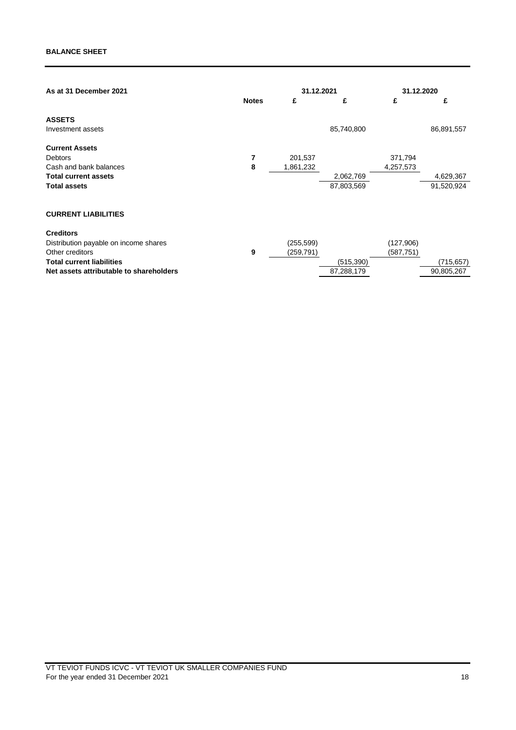## BALANCE SHEET

| As at 31 December 2021 | Notes | 31.12.2021 £ | 31.12.2021 £ | 31.12.2020 £ | 31.12.2020 £ |
|---|---|---|---|---|---|
| **ASSETS** | | | | | |
| Investment assets | | | 85,740,800 | | 86,891,557 |
| **Current Assets** | | | | | |
| Debtors | 7 | 201,537 | | 371,794 | |
| Cash and bank balances | 8 | 1,861,232 | | 4,257,573 | |
| **Total current assets** | | | 2,062,769 | | 4,629,367 |
| **Total assets** | | | 87,803,569 | | 91,520,924 |
| **CURRENT LIABILITIES** | | | | | |
| **Creditors** | | | | | |
| Distribution payable on income shares | | (255,599) | | (127,906) | |
| Other creditors | 9 | (259,791) | | (587,751) | |
| **Total current liabilities** | | | (515,390) | | (715,657) |
| **Net assets attributable to shareholders** | | | 87,288,179 | | 90,805,267 |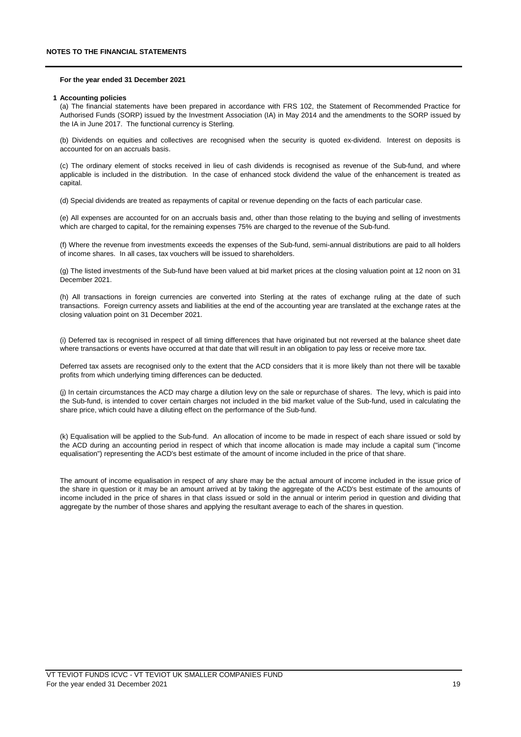**NOTES TO THE FINANCIAL STATEMENTS**

**For the year ended 31 December 2021**

**1 Accounting policies**

(a) The financial statements have been prepared in accordance with FRS 102, the Statement of Recommended Practice for Authorised Funds (SORP) issued by the Investment Association (IA) in May 2014 and the amendments to the SORP issued by the IA in June 2017. The functional currency is Sterling.

(b) Dividends on equities and collectives are recognised when the security is quoted ex-dividend. Interest on deposits is accounted for on an accruals basis.

(c) The ordinary element of stocks received in lieu of cash dividends is recognised as revenue of the Sub-fund, and where applicable is included in the distribution. In the case of enhanced stock dividend the value of the enhancement is treated as capital.

(d) Special dividends are treated as repayments of capital or revenue depending on the facts of each particular case.

(e) All expenses are accounted for on an accruals basis and, other than those relating to the buying and selling of investments which are charged to capital, for the remaining expenses 75% are charged to the revenue of the Sub-fund.

(f) Where the revenue from investments exceeds the expenses of the Sub-fund, semi-annual distributions are paid to all holders of income shares. In all cases, tax vouchers will be issued to shareholders.

(g) The listed investments of the Sub-fund have been valued at bid market prices at the closing valuation point at 12 noon on 31 December 2021.

(h) All transactions in foreign currencies are converted into Sterling at the rates of exchange ruling at the date of such transactions. Foreign currency assets and liabilities at the end of the accounting year are translated at the exchange rates at the closing valuation point on 31 December 2021.

(i) Deferred tax is recognised in respect of all timing differences that have originated but not reversed at the balance sheet date where transactions or events have occurred at that date that will result in an obligation to pay less or receive more tax.

Deferred tax assets are recognised only to the extent that the ACD considers that it is more likely than not there will be taxable profits from which underlying timing differences can be deducted.

(j) In certain circumstances the ACD may charge a dilution levy on the sale or repurchase of shares. The levy, which is paid into the Sub-fund, is intended to cover certain charges not included in the bid market value of the Sub-fund, used in calculating the share price, which could have a diluting effect on the performance of the Sub-fund.

(k) Equalisation will be applied to the Sub-fund. An allocation of income to be made in respect of each share issued or sold by the ACD during an accounting period in respect of which that income allocation is made may include a capital sum ("income equalisation") representing the ACD's best estimate of the amount of income included in the price of that share.

The amount of income equalisation in respect of any share may be the actual amount of income included in the issue price of the share in question or it may be an amount arrived at by taking the aggregate of the ACD's best estimate of the amounts of income included in the price of shares in that class issued or sold in the annual or interim period in question and dividing that aggregate by the number of those shares and applying the resultant average to each of the shares in question.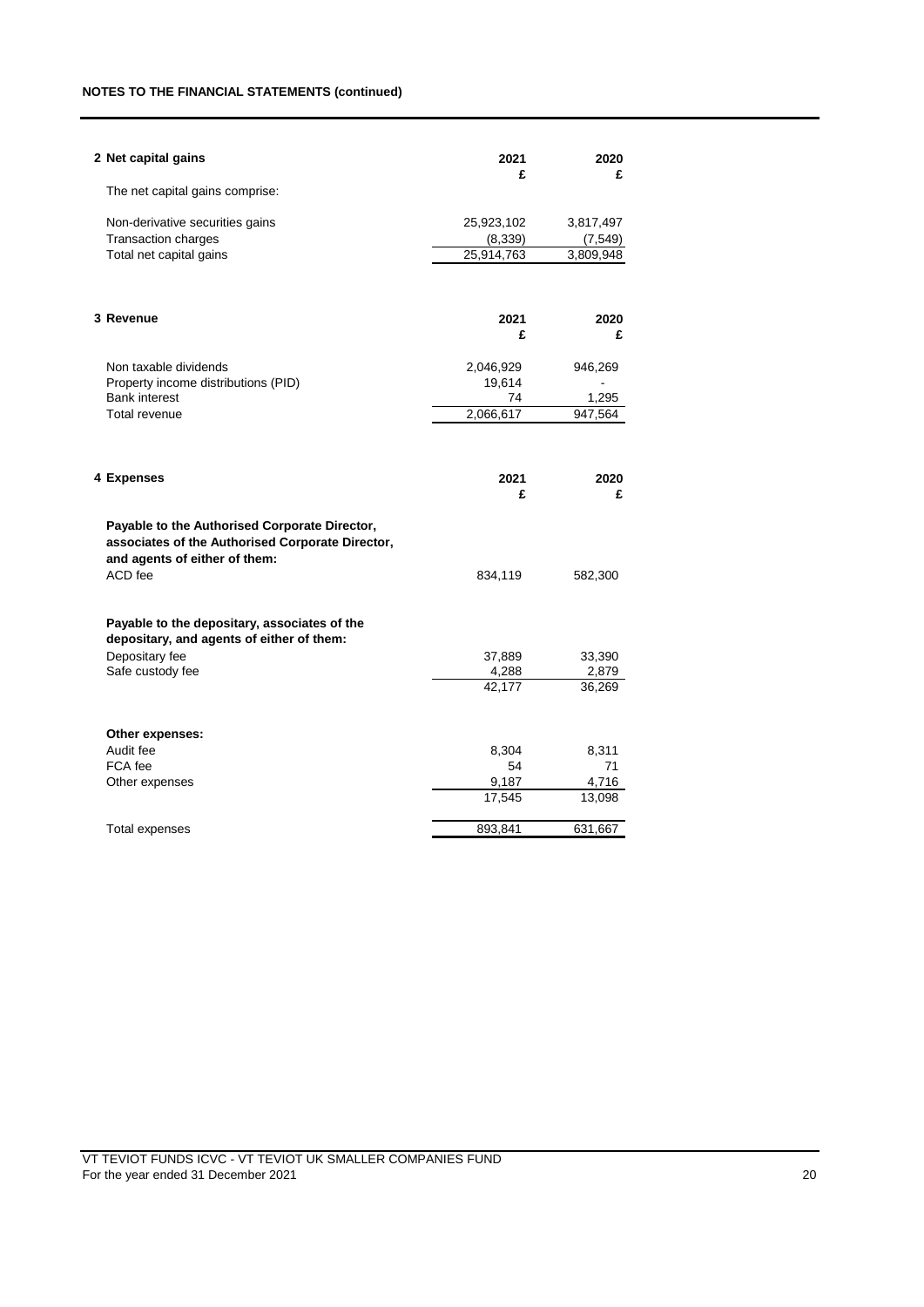**NOTES TO THE FINANCIAL STATEMENTS (continued)**

## 2 Net capital gains

| | 2021 £ | 2020 £ |
|---|---|---|
| The net capital gains comprise: | | |
| Non-derivative securities gains | 25,923,102 | 3,817,497 |
| Transaction charges | (8,339) | (7,549) |
| Total net capital gains | 25,914,763 | 3,809,948 |

## 3 Revenue

| | 2021 £ | 2020 £ |
|---|---|---|
| Non taxable dividends | 2,046,929 | 946,269 |
| Property income distributions (PID) | 19,614 | - |
| Bank interest | 74 | 1,295 |
| Total revenue | 2,066,617 | 947,564 |

## 4 Expenses

| | 2021 £ | 2020 £ |
|---|---|---|
| **Payable to the Authorised Corporate Director, associates of the Authorised Corporate Director, and agents of either of them:** | | |
| ACD fee | 834,119 | 582,300 |
| | | |
| **Payable to the depositary, associates of the depositary, and agents of either of them:** | | |
| Depositary fee | 37,889 | 33,390 |
| Safe custody fee | 4,288 | 2,879 |
| | 42,177 | 36,269 |
| | | |
| **Other expenses:** | | |
| Audit fee | 8,304 | 8,311 |
| FCA fee | 54 | 71 |
| Other expenses | 9,187 | 4,716 |
| | 17,545 | 13,098 |
| | | |
| Total expenses | 893,841 | 631,667 |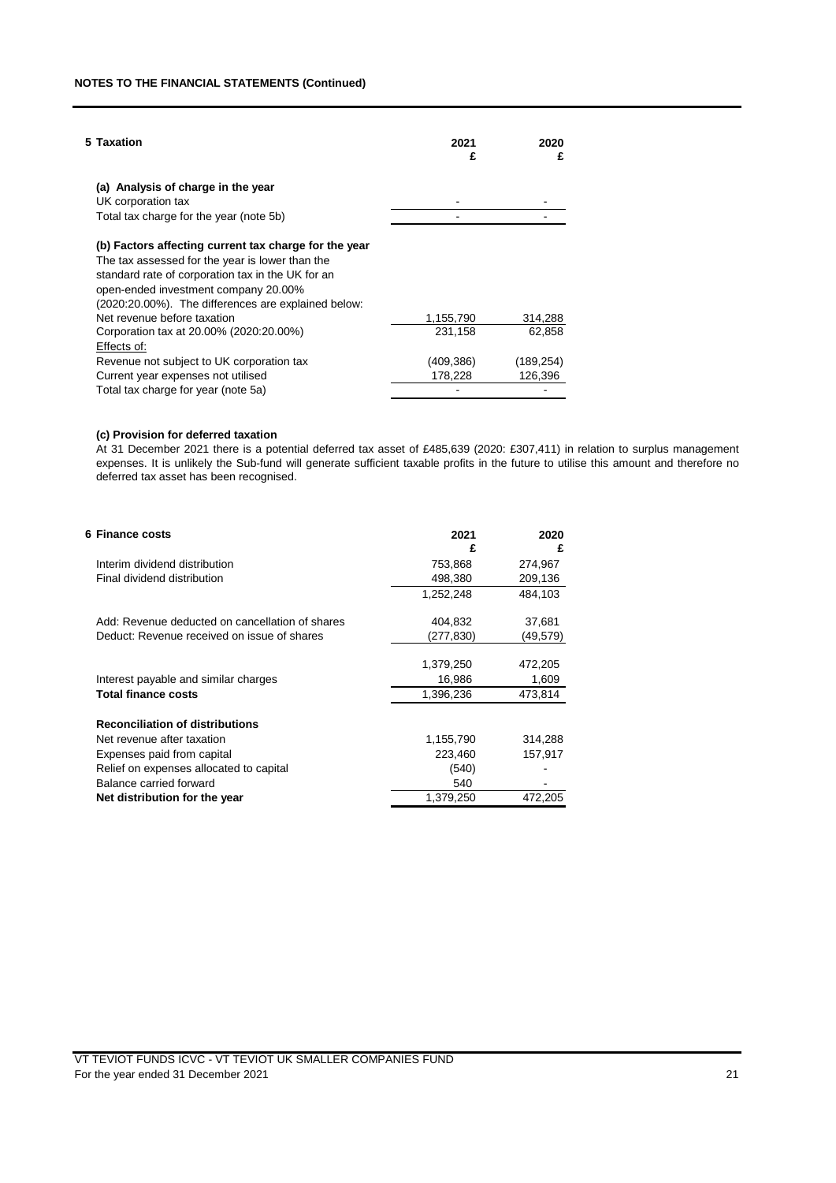**NOTES TO THE FINANCIAL STATEMENTS (Continued)**

| **5 Taxation** | **2021** £ | **2020** £ |
|---|---|---|
| **(a) Analysis of charge in the year** | | |
| UK corporation tax | - | - |
| Total tax charge for the year (note 5b) | - | - |
| **(b) Factors affecting current tax charge for the year** | | |
| The tax assessed for the year is lower than the standard rate of corporation tax in the UK for an open-ended investment company 20.00% (2020:20.00%). The differences are explained below: | | |
| Net revenue before taxation | 1,155,790 | 314,288 |
| Corporation tax at 20.00% (2020:20.00%) | 231,158 | 62,858 |
| Effects of: | | |
| Revenue not subject to UK corporation tax | (409,386) | (189,254) |
| Current year expenses not utilised | 178,228 | 126,396 |
| Total tax charge for year (note 5a) | - | - |

**(c) Provision for deferred taxation**

At 31 December 2021 there is a potential deferred tax asset of £485,639 (2020: £307,411) in relation to surplus management expenses. It is unlikely the Sub-fund will generate sufficient taxable profits in the future to utilise this amount and therefore no deferred tax asset has been recognised.

| **6 Finance costs** | **2021** £ | **2020** £ |
|---|---|---|
| Interim dividend distribution | 753,868 | 274,967 |
| Final dividend distribution | 498,380 | 209,136 |
| | 1,252,248 | 484,103 |
| Add: Revenue deducted on cancellation of shares | 404,832 | 37,681 |
| Deduct: Revenue received on issue of shares | (277,830) | (49,579) |
| | 1,379,250 | 472,205 |
| Interest payable and similar charges | 16,986 | 1,609 |
| **Total finance costs** | 1,396,236 | 473,814 |
| **Reconciliation of distributions** | | |
| Net revenue after taxation | 1,155,790 | 314,288 |
| Expenses paid from capital | 223,460 | 157,917 |
| Relief on expenses allocated to capital | (540) | - |
| Balance carried forward | 540 | - |
| **Net distribution for the year** | 1,379,250 | 472,205 |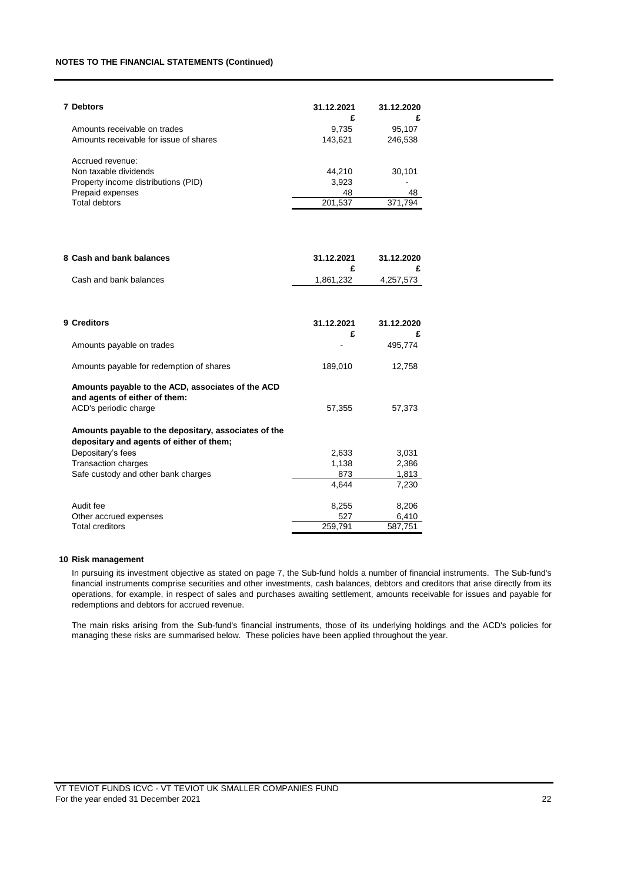**NOTES TO THE FINANCIAL STATEMENTS (Continued)**

| **7 Debtors** | **31.12.2021** | **31.12.2020** |
|---|---|---|
| | **£** | **£** |
| Amounts receivable on trades | 9,735 | 95,107 |
| Amounts receivable for issue of shares | 143,621 | 246,538 |
| | | |
| Accrued revenue: | | |
| Non taxable dividends | 44,210 | 30,101 |
| Property income distributions (PID) | 3,923 | - |
| Prepaid expenses | 48 | 48 |
| Total debtors | 201,537 | 371,794 |

| **8 Cash and bank balances** | **31.12.2021** | **31.12.2020** |
|---|---|---|
| | **£** | **£** |
| Cash and bank balances | 1,861,232 | 4,257,573 |

| **9 Creditors** | **31.12.2021** | **31.12.2020** |
|---|---|---|
| | **£** | **£** |
| Amounts payable on trades | - | 495,774 |
| | | |
| Amounts payable for redemption of shares | 189,010 | 12,758 |
| | | |
| **Amounts payable to the ACD, associates of the ACD and agents of either of them:** | | |
| ACD's periodic charge | 57,355 | 57,373 |
| | | |
| **Amounts payable to the depositary, associates of the depositary and agents of either of them;** | | |
| Depositary's fees | 2,633 | 3,031 |
| Transaction charges | 1,138 | 2,386 |
| Safe custody and other bank charges | 873 | 1,813 |
| | 4,644 | 7,230 |
| | | |
| Audit fee | 8,255 | 8,206 |
| Other accrued expenses | 527 | 6,410 |
| Total creditors | 259,791 | 587,751 |

**10 Risk management**

In pursuing its investment objective as stated on page 7, the Sub-fund holds a number of financial instruments. The Sub-fund's financial instruments comprise securities and other investments, cash balances, debtors and creditors that arise directly from its operations, for example, in respect of sales and purchases awaiting settlement, amounts receivable for issues and payable for redemptions and debtors for accrued revenue.

The main risks arising from the Sub-fund's financial instruments, those of its underlying holdings and the ACD's policies for managing these risks are summarised below. These policies have been applied throughout the year.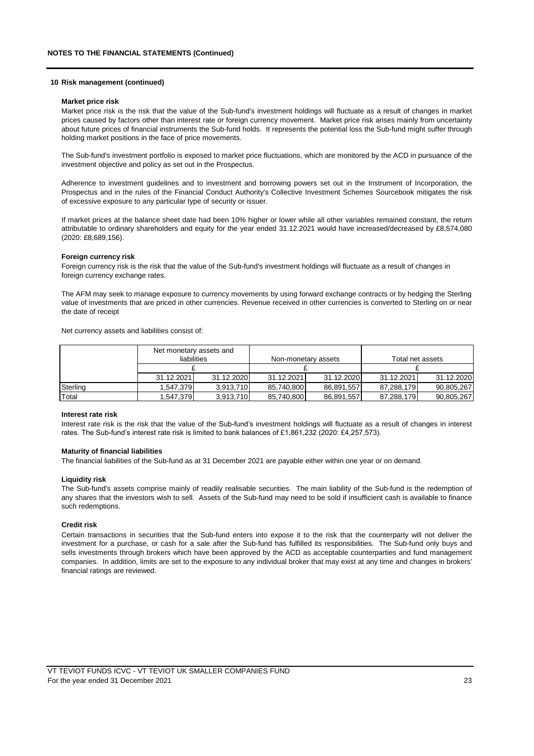**NOTES TO THE FINANCIAL STATEMENTS (Continued)**

### 10 Risk management (continued)

**Market price risk**

Market price risk is the risk that the value of the Sub-fund's investment holdings will fluctuate as a result of changes in market prices caused by factors other than interest rate or foreign currency movement. Market price risk arises mainly from uncertainty about future prices of financial instruments the Sub-fund holds. It represents the potential loss the Sub-fund might suffer through holding market positions in the face of price movements.

The Sub-fund's investment portfolio is exposed to market price fluctuations, which are monitored by the ACD in pursuance of the investment objective and policy as set out in the Prospectus.

Adherence to investment guidelines and to investment and borrowing powers set out in the Instrument of Incorporation, the Prospectus and in the rules of the Financial Conduct Authority's Collective Investment Schemes Sourcebook mitigates the risk of excessive exposure to any particular type of security or issuer.

If market prices at the balance sheet date had been 10% higher or lower while all other variables remained constant, the return attributable to ordinary shareholders and equity for the year ended 31.12.2021 would have increased/decreased by £8,574,080 (2020: £8,689,156).

**Foreign currency risk**

Foreign currency risk is the risk that the value of the Sub-fund's investment holdings will fluctuate as a result of changes in foreign currency exchange rates.

The AFM may seek to manage exposure to currency movements by using forward exchange contracts or by hedging the Sterling value of investments that are priced in other currencies. Revenue received in other currencies is converted to Sterling on or near the date of receipt

Net currency assets and liabilities consist of:

| | Net monetary assets and liabilities | | Non-monetary assets | | Total net assets | |
|---|---|---|---|---|---|---|
| | £ | | £ | | £ | |
| | 31.12.2021 | 31.12.2020 | 31.12.2021 | 31.12.2020 | 31.12.2021 | 31.12.2020 |
| Sterling | 1,547,379 | 3,913,710 | 85,740,800 | 86,891,557 | 87,288,179 | 90,805,267 |
| Total | 1,547,379 | 3,913,710 | 85,740,800 | 86,891,557 | 87,288,179 | 90,805,267 |

**Interest rate risk**

Interest rate risk is the risk that the value of the Sub-fund's investment holdings will fluctuate as a result of changes in interest rates. The Sub-fund's interest rate risk is limited to bank balances of £1,861,232 (2020: £4,257,573).

**Maturity of financial liabilities**

The financial liabilities of the Sub-fund as at 31 December 2021 are payable either within one year or on demand.

**Liquidity risk**

The Sub-fund's assets comprise mainly of readily realisable securities. The main liability of the Sub-fund is the redemption of any shares that the investors wish to sell. Assets of the Sub-fund may need to be sold if insufficient cash is available to finance such redemptions.

**Credit risk**

Certain transactions in securities that the Sub-fund enters into expose it to the risk that the counterparty will not deliver the investment for a purchase, or cash for a sale after the Sub-fund has fulfilled its responsibilities. The Sub-fund only buys and sells investments through brokers which have been approved by the ACD as acceptable counterparties and fund management companies. In addition, limits are set to the exposure to any individual broker that may exist at any time and changes in brokers' financial ratings are reviewed.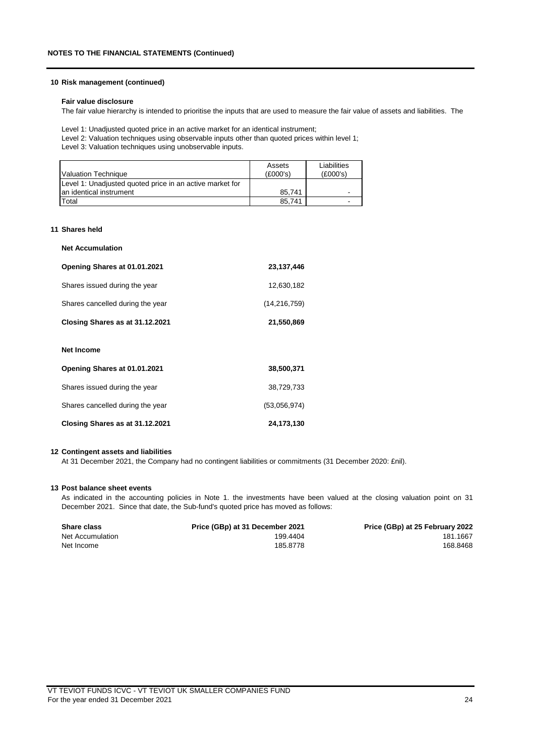**NOTES TO THE FINANCIAL STATEMENTS (Continued)**

## 10 Risk management (continued)

**Fair value disclosure**

The fair value hierarchy is intended to prioritise the inputs that are used to measure the fair value of assets and liabilities. The

Level 1: Unadjusted quoted price in an active market for an identical instrument;
Level 2: Valuation techniques using observable inputs other than quoted prices within level 1;
Level 3: Valuation techniques using unobservable inputs.

| Valuation Technique | Assets (£000's) | Liabilities (£000's) |
|---|---|---|
| Level 1: Unadjusted quoted price in an active market for an identical instrument | 85,741 | - |
| Total | 85,741 | - |

## 11 Shares held

**Net Accumulation**

| | |
|---|---|
| **Opening Shares at 01.01.2021** | **23,137,446** |
| Shares issued during the year | 12,630,182 |
| Shares cancelled during the year | (14,216,759) |
| **Closing Shares as at 31.12.2021** | **21,550,869** |

**Net Income**

| | |
|---|---|
| **Opening Shares at 01.01.2021** | **38,500,371** |
| Shares issued during the year | 38,729,733 |
| Shares cancelled during the year | (53,056,974) |
| **Closing Shares as at 31.12.2021** | **24,173,130** |

## 12 Contingent assets and liabilities

At 31 December 2021, the Company had no contingent liabilities or commitments (31 December 2020: £nil).

## 13 Post balance sheet events

As indicated in the accounting policies in Note 1. the investments have been valued at the closing valuation point on 31 December 2021. Since that date, the Sub-fund's quoted price has moved as follows:

| Share class | Price (GBp) at 31 December 2021 | Price (GBp) at 25 February 2022 |
|---|---|---|
| Net Accumulation | 199.4404 | 181.1667 |
| Net Income | 185.8778 | 168.8468 |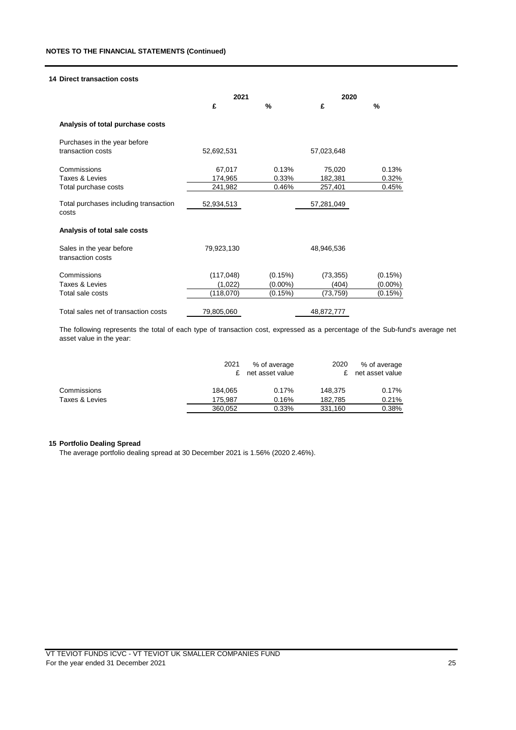**NOTES TO THE FINANCIAL STATEMENTS (Continued)**

**14 Direct transaction costs**

| | 2021 | | 2020 | |
|---|---|---|---|---|
| | £ | % | £ | % |
| **Analysis of total purchase costs** | | | | |
| Purchases in the year before transaction costs | 52,692,531 | | 57,023,648 | |
| Commissions | 67,017 | 0.13% | 75,020 | 0.13% |
| Taxes & Levies | 174,965 | 0.33% | 182,381 | 0.32% |
| Total purchase costs | 241,982 | 0.46% | 257,401 | 0.45% |
| Total purchases including transaction costs | 52,934,513 | | 57,281,049 | |
| **Analysis of total sale costs** | | | | |
| Sales in the year before transaction costs | 79,923,130 | | 48,946,536 | |
| Commissions | (117,048) | (0.15%) | (73,355) | (0.15%) |
| Taxes & Levies | (1,022) | (0.00%) | (404) | (0.00%) |
| Total sale costs | (118,070) | (0.15%) | (73,759) | (0.15%) |
| Total sales net of transaction costs | 79,805,060 | | 48,872,777 | |

The following represents the total of each type of transaction cost, expressed as a percentage of the Sub-fund's average net asset value in the year:

| | 2021 £ | % of average net asset value | 2020 £ | % of average net asset value |
|---|---|---|---|---|
| Commissions | 184,065 | 0.17% | 148,375 | 0.17% |
| Taxes & Levies | 175,987 | 0.16% | 182,785 | 0.21% |
| | 360,052 | 0.33% | 331,160 | 0.38% |

**15 Portfolio Dealing Spread**

The average portfolio dealing spread at 30 December 2021 is 1.56% (2020 2.46%).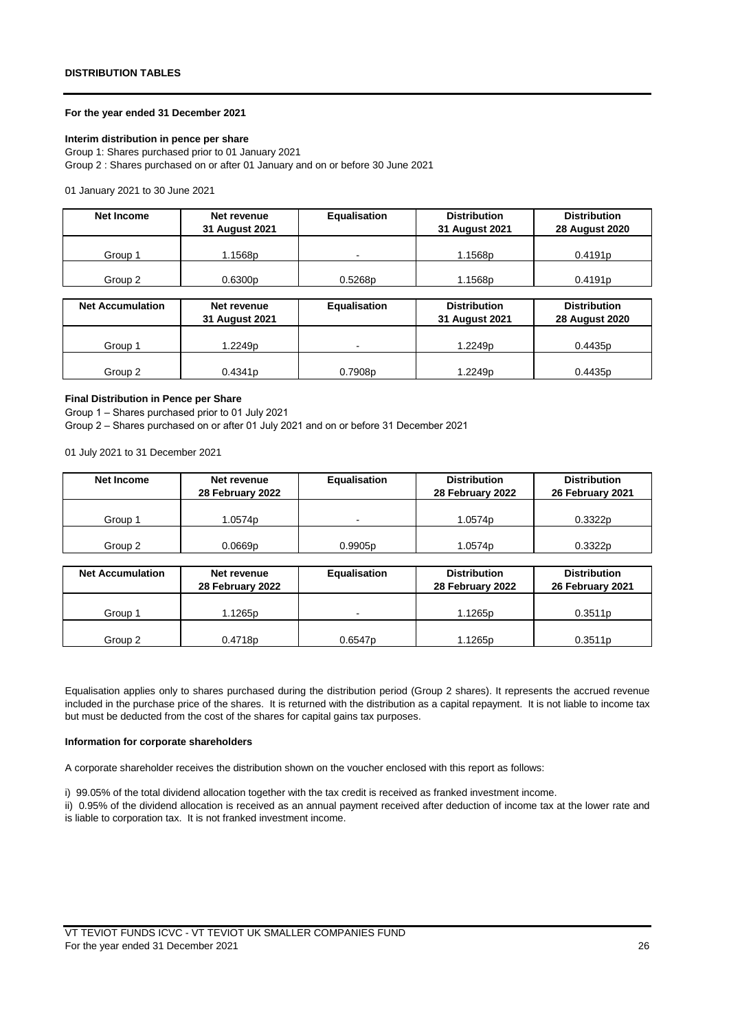## DISTRIBUTION TABLES

**For the year ended 31 December 2021**

**Interim distribution in pence per share**

Group 1: Shares purchased prior to 01 January 2021
Group 2 : Shares purchased on or after 01 January and on or before 30 June 2021

01 January 2021 to 30 June 2021

| Net Income | Net revenue 31 August 2021 | Equalisation | Distribution 31 August 2021 | Distribution 28 August 2020 |
|---|---|---|---|---|
| Group 1 | 1.1568p | - | 1.1568p | 0.4191p |
| Group 2 | 0.6300p | 0.5268p | 1.1568p | 0.4191p |

| Net Accumulation | Net revenue 31 August 2021 | Equalisation | Distribution 31 August 2021 | Distribution 28 August 2020 |
|---|---|---|---|---|
| Group 1 | 1.2249p | - | 1.2249p | 0.4435p |
| Group 2 | 0.4341p | 0.7908p | 1.2249p | 0.4435p |

**Final Distribution in Pence per Share**

Group 1 – Shares purchased prior to 01 July 2021
Group 2 – Shares purchased on or after 01 July 2021 and on or before 31 December 2021

01 July 2021 to 31 December 2021

| Net Income | Net revenue 28 February 2022 | Equalisation | Distribution 28 February 2022 | Distribution 26 February 2021 |
|---|---|---|---|---|
| Group 1 | 1.0574p | - | 1.0574p | 0.3322p |
| Group 2 | 0.0669p | 0.9905p | 1.0574p | 0.3322p |

| Net Accumulation | Net revenue 28 February 2022 | Equalisation | Distribution 28 February 2022 | Distribution 26 February 2021 |
|---|---|---|---|---|
| Group 1 | 1.1265p | - | 1.1265p | 0.3511p |
| Group 2 | 0.4718p | 0.6547p | 1.1265p | 0.3511p |

Equalisation applies only to shares purchased during the distribution period (Group 2 shares). It represents the accrued revenue included in the purchase price of the shares. It is returned with the distribution as a capital repayment. It is not liable to income tax but must be deducted from the cost of the shares for capital gains tax purposes.

**Information for corporate shareholders**

A corporate shareholder receives the distribution shown on the voucher enclosed with this report as follows:

i) 99.05% of the total dividend allocation together with the tax credit is received as franked investment income.

ii) 0.95% of the dividend allocation is received as an annual payment received after deduction of income tax at the lower rate and is liable to corporation tax. It is not franked investment income.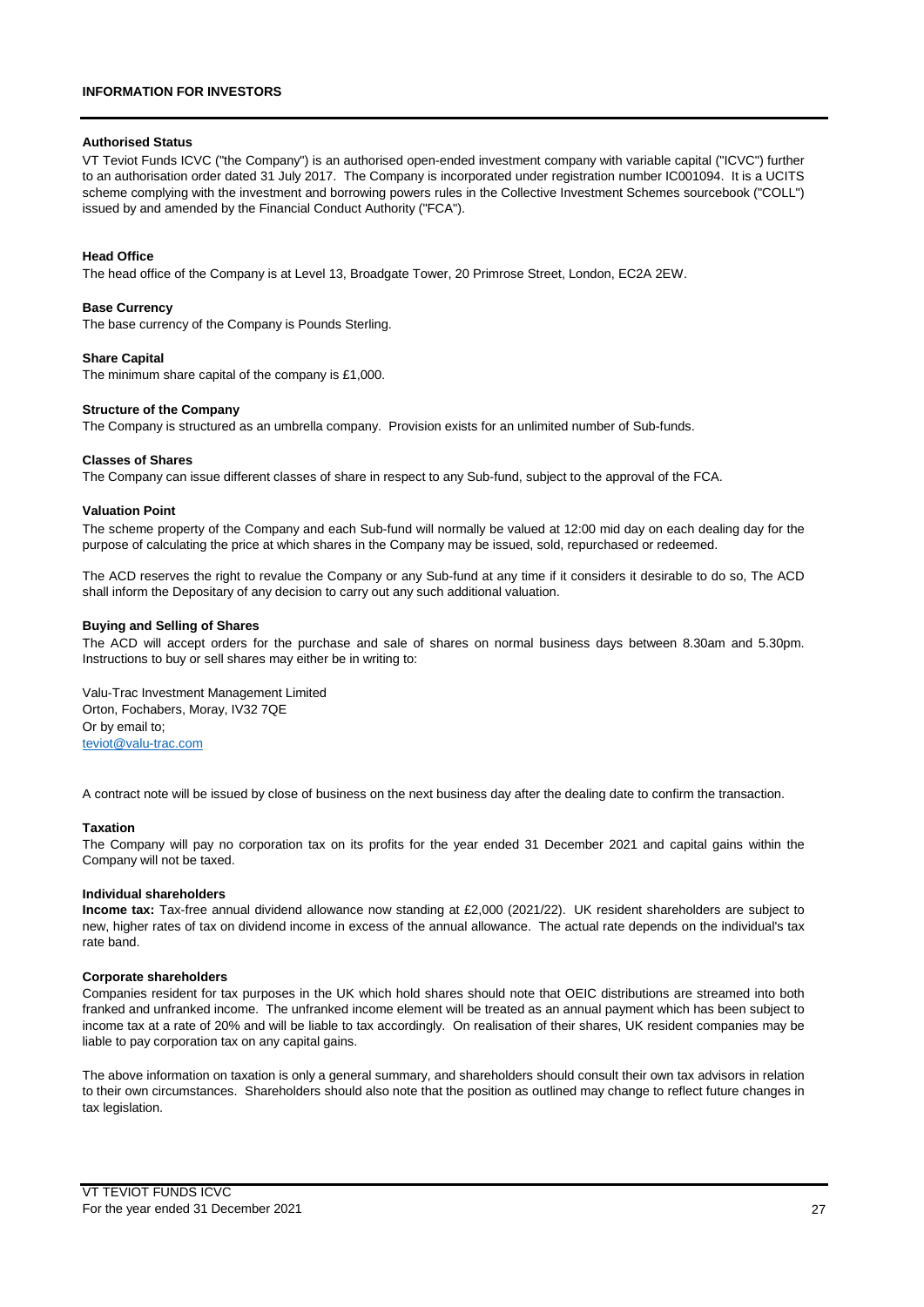# INFORMATION FOR INVESTORS

**Authorised Status**

VT Teviot Funds ICVC ("the Company") is an authorised open-ended investment company with variable capital ("ICVC") further to an authorisation order dated 31 July 2017. The Company is incorporated under registration number IC001094. It is a UCITS scheme complying with the investment and borrowing powers rules in the Collective Investment Schemes sourcebook ("COLL") issued by and amended by the Financial Conduct Authority ("FCA").

**Head Office**

The head office of the Company is at Level 13, Broadgate Tower, 20 Primrose Street, London, EC2A 2EW.

**Base Currency**

The base currency of the Company is Pounds Sterling.

**Share Capital**

The minimum share capital of the company is £1,000.

**Structure of the Company**

The Company is structured as an umbrella company. Provision exists for an unlimited number of Sub-funds.

**Classes of Shares**

The Company can issue different classes of share in respect to any Sub-fund, subject to the approval of the FCA.

**Valuation Point**

The scheme property of the Company and each Sub-fund will normally be valued at 12:00 mid day on each dealing day for the purpose of calculating the price at which shares in the Company may be issued, sold, repurchased or redeemed.

The ACD reserves the right to revalue the Company or any Sub-fund at any time if it considers it desirable to do so, The ACD shall inform the Depositary of any decision to carry out any such additional valuation.

**Buying and Selling of Shares**

The ACD will accept orders for the purchase and sale of shares on normal business days between 8.30am and 5.30pm. Instructions to buy or sell shares may either be in writing to:

Valu-Trac Investment Management Limited
Orton, Fochabers, Moray, IV32 7QE
Or by email to;
teviot@valu-trac.com

A contract note will be issued by close of business on the next business day after the dealing date to confirm the transaction.

**Taxation**

The Company will pay no corporation tax on its profits for the year ended 31 December 2021 and capital gains within the Company will not be taxed.

**Individual shareholders**

**Income tax:** Tax-free annual dividend allowance now standing at £2,000 (2021/22). UK resident shareholders are subject to new, higher rates of tax on dividend income in excess of the annual allowance. The actual rate depends on the individual's tax rate band.

**Corporate shareholders**

Companies resident for tax purposes in the UK which hold shares should note that OEIC distributions are streamed into both franked and unfranked income. The unfranked income element will be treated as an annual payment which has been subject to income tax at a rate of 20% and will be liable to tax accordingly. On realisation of their shares, UK resident companies may be liable to pay corporation tax on any capital gains.

The above information on taxation is only a general summary, and shareholders should consult their own tax advisors in relation to their own circumstances. Shareholders should also note that the position as outlined may change to reflect future changes in tax legislation.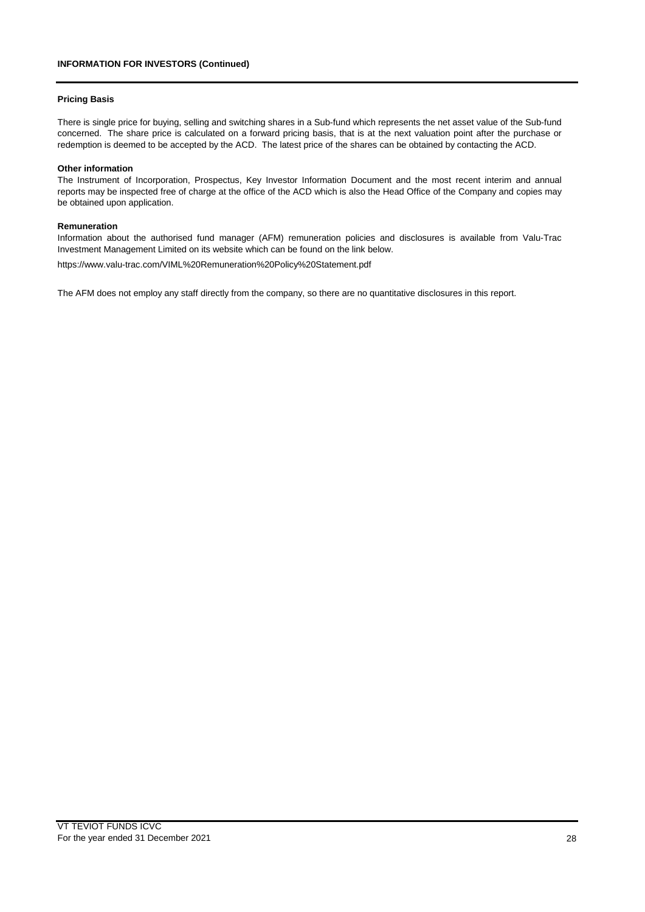## INFORMATION FOR INVESTORS (Continued)

**Pricing Basis**

There is single price for buying, selling and switching shares in a Sub-fund which represents the net asset value of the Sub-fund concerned. The share price is calculated on a forward pricing basis, that is at the next valuation point after the purchase or redemption is deemed to be accepted by the ACD. The latest price of the shares can be obtained by contacting the ACD.

**Other information**

The Instrument of Incorporation, Prospectus, Key Investor Information Document and the most recent interim and annual reports may be inspected free of charge at the office of the ACD which is also the Head Office of the Company and copies may be obtained upon application.

**Remuneration**

Information about the authorised fund manager (AFM) remuneration policies and disclosures is available from Valu-Trac Investment Management Limited on its website which can be found on the link below.

https://www.valu-trac.com/VIML%20Remuneration%20Policy%20Statement.pdf

The AFM does not employ any staff directly from the company, so there are no quantitative disclosures in this report.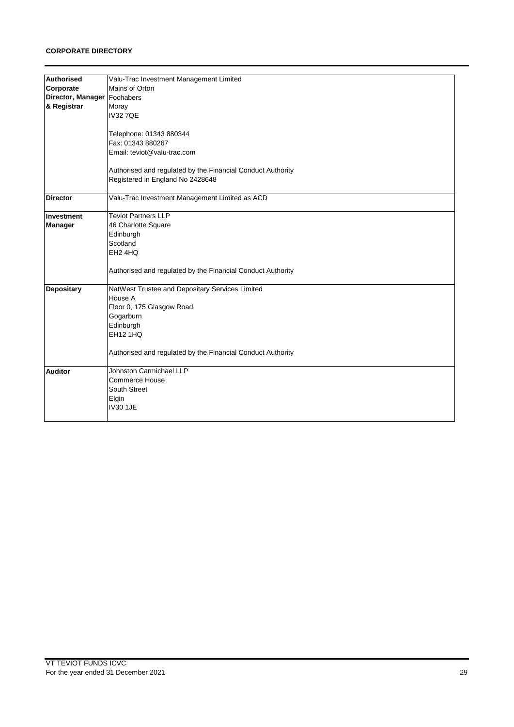**CORPORATE DIRECTORY**

| | |
|---|---|
| **Authorised Corporate Director, Manager & Registrar** | Valu-Trac Investment Management Limited<br>Mains of Orton<br>Fochabers<br>Moray<br>IV32 7QE<br><br>Telephone: 01343 880344<br>Fax: 01343 880267<br>Email: teviot@valu-trac.com<br><br>Authorised and regulated by the Financial Conduct Authority<br>Registered in England No 2428648 |
| **Director** | Valu-Trac Investment Management Limited as ACD |
| **Investment Manager** | Teviot Partners LLP<br>46 Charlotte Square<br>Edinburgh<br>Scotland<br>EH2 4HQ<br><br>Authorised and regulated by the Financial Conduct Authority |
| **Depositary** | NatWest Trustee and Depositary Services Limited<br>House A<br>Floor 0, 175 Glasgow Road<br>Gogarburn<br>Edinburgh<br>EH12 1HQ<br><br>Authorised and regulated by the Financial Conduct Authority |
| **Auditor** | Johnston Carmichael LLP<br>Commerce House<br>South Street<br>Elgin<br>IV30 1JE |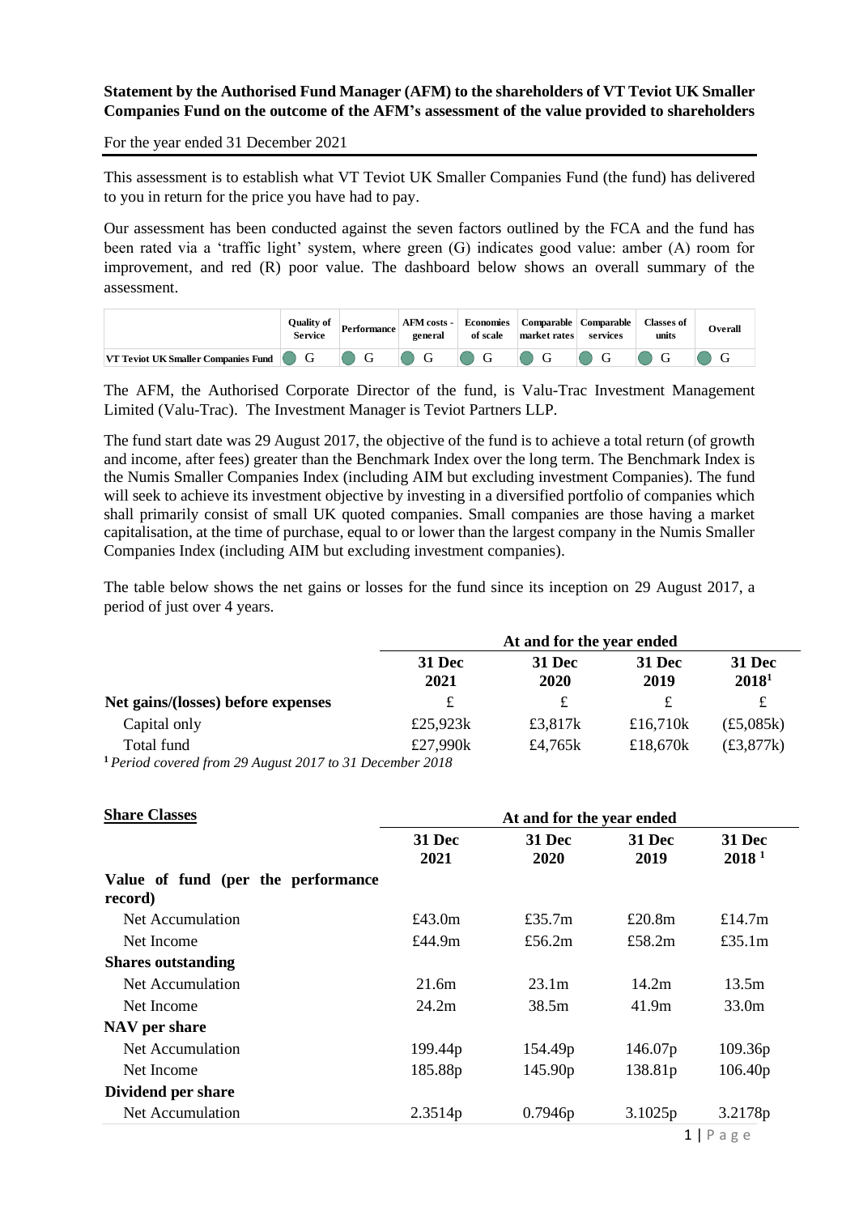**Statement by the Authorised Fund Manager (AFM) to the shareholders of VT Teviot UK Smaller Companies Fund on the outcome of the AFM's assessment of the value provided to shareholders**

For the year ended 31 December 2021

This assessment is to establish what VT Teviot UK Smaller Companies Fund (the fund) has delivered to you in return for the price you have had to pay.

Our assessment has been conducted against the seven factors outlined by the FCA and the fund has been rated via a 'traffic light' system, where green (G) indicates good value: amber (A) room for improvement, and red (R) poor value. The dashboard below shows an overall summary of the assessment.

| | Quality of Service | Performance | AFM costs - general | Economies of scale | Comparable market rates | Comparable services | Classes of units | Overall |
|---|---|---|---|---|---|---|---|---|
| VT Teviot UK Smaller Companies Fund | G | G | G | G | G | G | G | G |

The AFM, the Authorised Corporate Director of the fund, is Valu-Trac Investment Management Limited (Valu-Trac). The Investment Manager is Teviot Partners LLP.

The fund start date was 29 August 2017, the objective of the fund is to achieve a total return (of growth and income, after fees) greater than the Benchmark Index over the long term. The Benchmark Index is the Numis Smaller Companies Index (including AIM but excluding investment Companies). The fund will seek to achieve its investment objective by investing in a diversified portfolio of companies which shall primarily consist of small UK quoted companies. Small companies are those having a market capitalisation, at the time of purchase, equal to or lower than the largest company in the Numis Smaller Companies Index (including AIM but excluding investment companies).

The table below shows the net gains or losses for the fund since its inception on 29 August 2017, a period of just over 4 years.

| | At and for the year ended | | | |
|---|---|---|---|---|
| | 31 Dec 2021 | 31 Dec 2020 | 31 Dec 2019 | 31 Dec 2018[1] |
| **Net gains/(losses) before expenses** | £ | £ | £ | £ |
| Capital only | £25,923k | £3,817k | £16,710k | (£5,085k) |
| Total fund | £27,990k | £4,765k | £18,670k | (£3,877k) |

[1] *Period covered from 29 August 2017 to 31 December 2018*

| **Share Classes** | At and for the year ended | | | |
|---|---|---|---|---|
| | 31 Dec 2021 | 31 Dec 2020 | 31 Dec 2019 | 31 Dec 2018 [1] |
| **Value of fund (per the performance record)** | | | | |
| Net Accumulation | £43.0m | £35.7m | £20.8m | £14.7m |
| Net Income | £44.9m | £56.2m | £58.2m | £35.1m |
| **Shares outstanding** | | | | |
| Net Accumulation | 21.6m | 23.1m | 14.2m | 13.5m |
| Net Income | 24.2m | 38.5m | 41.9m | 33.0m |
| **NAV per share** | | | | |
| Net Accumulation | 199.44p | 154.49p | 146.07p | 109.36p |
| Net Income | 185.88p | 145.90p | 138.81p | 106.40p |
| **Dividend per share** | | | | |
| Net Accumulation | 2.3514p | 0.7946p | 3.1025p | 3.2178p |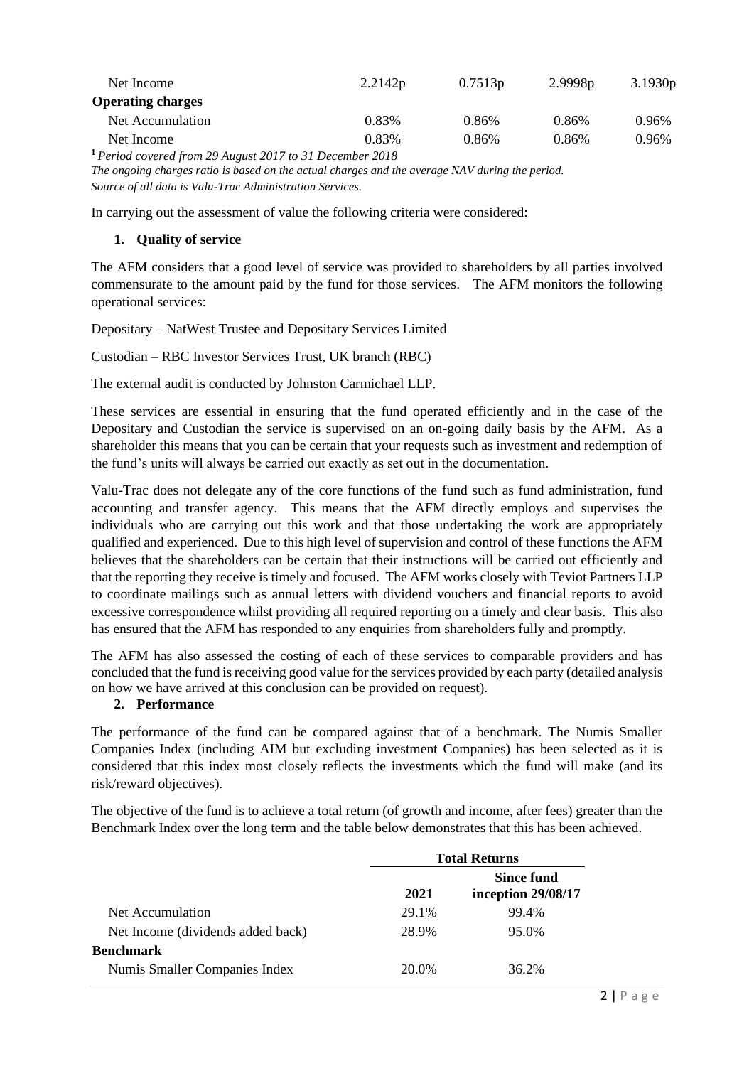| | | | | |
|---|---|---|---|---|
| Net Income | 2.2142p | 0.7513p | 2.9998p | 3.1930p |
| **Operating charges** | | | | |
| Net Accumulation | 0.83% | 0.86% | 0.86% | 0.96% |
| Net Income | 0.83% | 0.86% | 0.86% | 0.96% |

[1] *Period covered from 29 August 2017 to 31 December 2018*

*The ongoing charges ratio is based on the actual charges and the average NAV during the period.*

*Source of all data is Valu-Trac Administration Services.*

In carrying out the assessment of value the following criteria were considered:

**1. Quality of service**

The AFM considers that a good level of service was provided to shareholders by all parties involved commensurate to the amount paid by the fund for those services. The AFM monitors the following operational services:

Depositary – NatWest Trustee and Depositary Services Limited

Custodian – RBC Investor Services Trust, UK branch (RBC)

The external audit is conducted by Johnston Carmichael LLP.

These services are essential in ensuring that the fund operated efficiently and in the case of the Depositary and Custodian the service is supervised on an on-going daily basis by the AFM. As a shareholder this means that you can be certain that your requests such as investment and redemption of the fund's units will always be carried out exactly as set out in the documentation.

Valu-Trac does not delegate any of the core functions of the fund such as fund administration, fund accounting and transfer agency. This means that the AFM directly employs and supervises the individuals who are carrying out this work and that those undertaking the work are appropriately qualified and experienced. Due to this high level of supervision and control of these functions the AFM believes that the shareholders can be certain that their instructions will be carried out efficiently and that the reporting they receive is timely and focused. The AFM works closely with Teviot Partners LLP to coordinate mailings such as annual letters with dividend vouchers and financial reports to avoid excessive correspondence whilst providing all required reporting on a timely and clear basis. This also has ensured that the AFM has responded to any enquiries from shareholders fully and promptly.

The AFM has also assessed the costing of each of these services to comparable providers and has concluded that the fund is receiving good value for the services provided by each party (detailed analysis on how we have arrived at this conclusion can be provided on request).

**2. Performance**

The performance of the fund can be compared against that of a benchmark. The Numis Smaller Companies Index (including AIM but excluding investment Companies) has been selected as it is considered that this index most closely reflects the investments which the fund will make (and its risk/reward objectives).

The objective of the fund is to achieve a total return (of growth and income, after fees) greater than the Benchmark Index over the long term and the table below demonstrates that this has been achieved.

| | **Total Returns** | |
|---|---|---|
| | **2021** | **Since fund inception 29/08/17** |
| Net Accumulation | 29.1% | 99.4% |
| Net Income (dividends added back) | 28.9% | 95.0% |
| **Benchmark** | | |
| Numis Smaller Companies Index | 20.0% | 36.2% |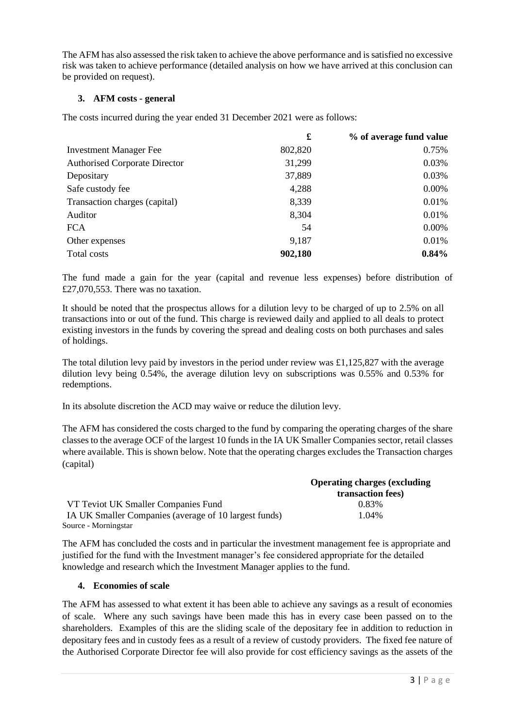The AFM has also assessed the risk taken to achieve the above performance and is satisfied no excessive risk was taken to achieve performance (detailed analysis on how we have arrived at this conclusion can be provided on request).

### 3. AFM costs - general

The costs incurred during the year ended 31 December 2021 were as follows:

| | £ | % of average fund value |
|---|---|---|
| Investment Manager Fee | 802,820 | 0.75% |
| Authorised Corporate Director | 31,299 | 0.03% |
| Depositary | 37,889 | 0.03% |
| Safe custody fee | 4,288 | 0.00% |
| Transaction charges (capital) | 8,339 | 0.01% |
| Auditor | 8,304 | 0.01% |
| FCA | 54 | 0.00% |
| Other expenses | 9,187 | 0.01% |
| Total costs | **902,180** | **0.84%** |

The fund made a gain for the year (capital and revenue less expenses) before distribution of £27,070,553. There was no taxation.

It should be noted that the prospectus allows for a dilution levy to be charged of up to 2.5% on all transactions into or out of the fund. This charge is reviewed daily and applied to all deals to protect existing investors in the funds by covering the spread and dealing costs on both purchases and sales of holdings.

The total dilution levy paid by investors in the period under review was £1,125,827 with the average dilution levy being 0.54%, the average dilution levy on subscriptions was 0.55% and 0.53% for redemptions.

In its absolute discretion the ACD may waive or reduce the dilution levy.

The AFM has considered the costs charged to the fund by comparing the operating charges of the share classes to the average OCF of the largest 10 funds in the IA UK Smaller Companies sector, retail classes where available. This is shown below. Note that the operating charges excludes the Transaction charges (capital)

| | Operating charges (excluding transaction fees) |
|---|---|
| VT Teviot UK Smaller Companies Fund | 0.83% |
| IA UK Smaller Companies (average of 10 largest funds) | 1.04% |

Source - Morningstar

The AFM has concluded the costs and in particular the investment management fee is appropriate and justified for the fund with the Investment manager's fee considered appropriate for the detailed knowledge and research which the Investment Manager applies to the fund.

### 4. Economies of scale

The AFM has assessed to what extent it has been able to achieve any savings as a result of economies of scale. Where any such savings have been made this has in every case been passed on to the shareholders. Examples of this are the sliding scale of the depositary fee in addition to reduction in depositary fees and in custody fees as a result of a review of custody providers. The fixed fee nature of the Authorised Corporate Director fee will also provide for cost efficiency savings as the assets of the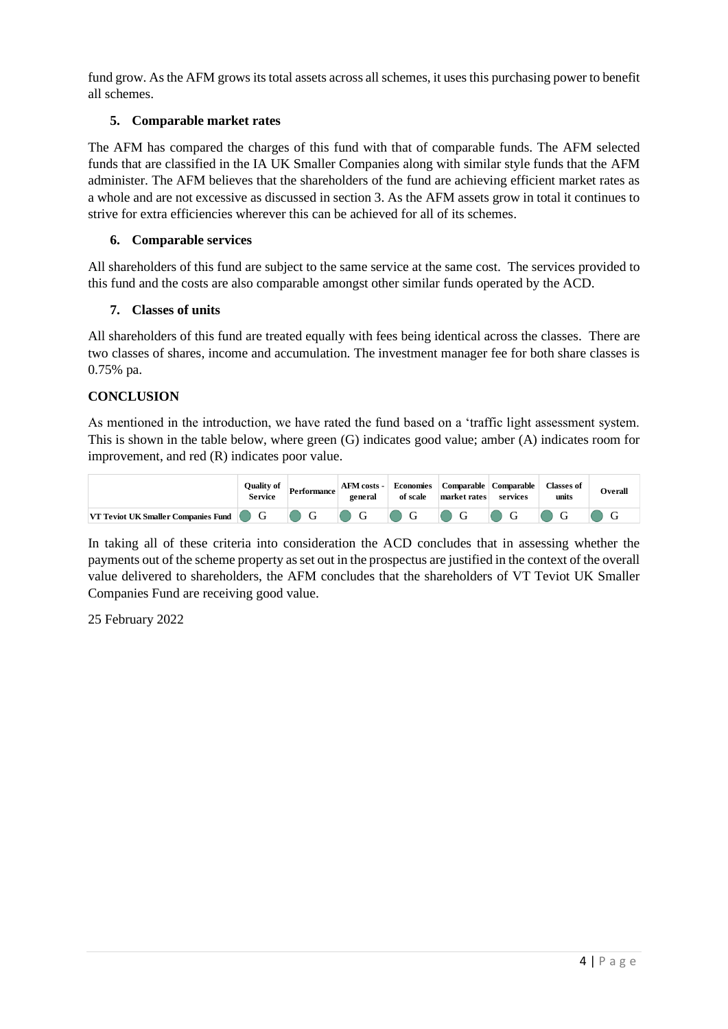fund grow. As the AFM grows its total assets across all schemes, it uses this purchasing power to benefit all schemes.

### 5. Comparable market rates

The AFM has compared the charges of this fund with that of comparable funds. The AFM selected funds that are classified in the IA UK Smaller Companies along with similar style funds that the AFM administer. The AFM believes that the shareholders of the fund are achieving efficient market rates as a whole and are not excessive as discussed in section 3. As the AFM assets grow in total it continues to strive for extra efficiencies wherever this can be achieved for all of its schemes.

### 6. Comparable services

All shareholders of this fund are subject to the same service at the same cost. The services provided to this fund and the costs are also comparable amongst other similar funds operated by the ACD.

### 7. Classes of units

All shareholders of this fund are treated equally with fees being identical across the classes. There are two classes of shares, income and accumulation. The investment manager fee for both share classes is 0.75% pa.

## CONCLUSION

As mentioned in the introduction, we have rated the fund based on a 'traffic light assessment system. This is shown in the table below, where green (G) indicates good value; amber (A) indicates room for improvement, and red (R) indicates poor value.

| | Quality of Service | Performance | AFM costs - general | Economies of scale | Comparable market rates | Comparable services | Classes of units | Overall |
|---|---|---|---|---|---|---|---|---|
| **VT Teviot UK Smaller Companies Fund** | G | G | G | G | G | G | G | G |

In taking all of these criteria into consideration the ACD concludes that in assessing whether the payments out of the scheme property as set out in the prospectus are justified in the context of the overall value delivered to shareholders, the AFM concludes that the shareholders of VT Teviot UK Smaller Companies Fund are receiving good value.

25 February 2022